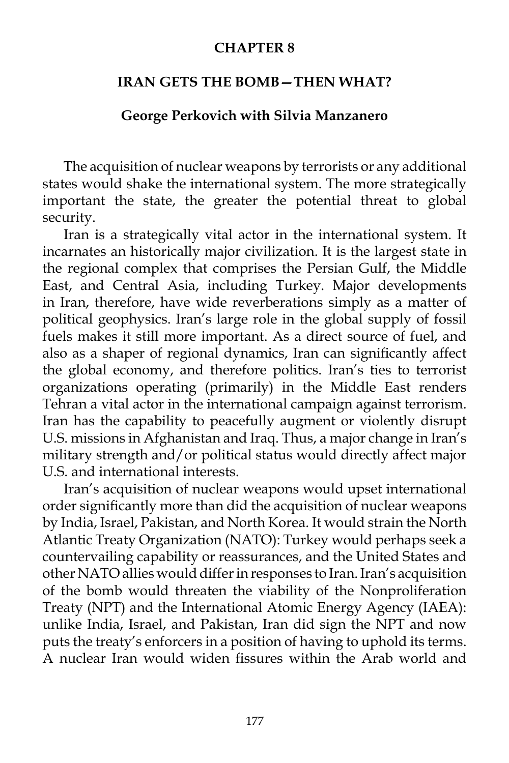# CHAPTER 8

## IRAN GETS THE BOMB—THEN WHAT?

**George Perkovich with Silvia Manzanero**

The acquisition of nuclear weapons by terrorists or any additional states would shake the international system. The more strategically important the state, the greater the potential threat to global security.

Iran is a strategically vital actor in the international system. It incarnates an historically major civilization. It is the largest state in the regional complex that comprises the Persian Gulf, the Middle East, and Central Asia, including Turkey. Major developments in Iran, therefore, have wide reverberations simply as a matter of political geophysics. Iran's large role in the global supply of fossil fuels makes it still more important. As a direct source of fuel, and also as a shaper of regional dynamics, Iran can significantly affect the global economy, and therefore politics. Iran's ties to terrorist organizations operating (primarily) in the Middle East renders Tehran a vital actor in the international campaign against terrorism. Iran has the capability to peacefully augment or violently disrupt U.S. missions in Afghanistan and Iraq. Thus, a major change in Iran's military strength and/or political status would directly affect major U.S. and international interests.

Iran's acquisition of nuclear weapons would upset international order significantly more than did the acquisition of nuclear weapons by India, Israel, Pakistan, and North Korea. It would strain the North Atlantic Treaty Organization (NATO): Turkey would perhaps seek a countervailing capability or reassurances, and the United States and other NATO allies would differ in responses to Iran. Iran's acquisition of the bomb would threaten the viability of the Nonproliferation Treaty (NPT) and the International Atomic Energy Agency (IAEA): unlike India, Israel, and Pakistan, Iran did sign the NPT and now puts the treaty's enforcers in a position of having to uphold its terms. A nuclear Iran would widen fissures within the Arab world and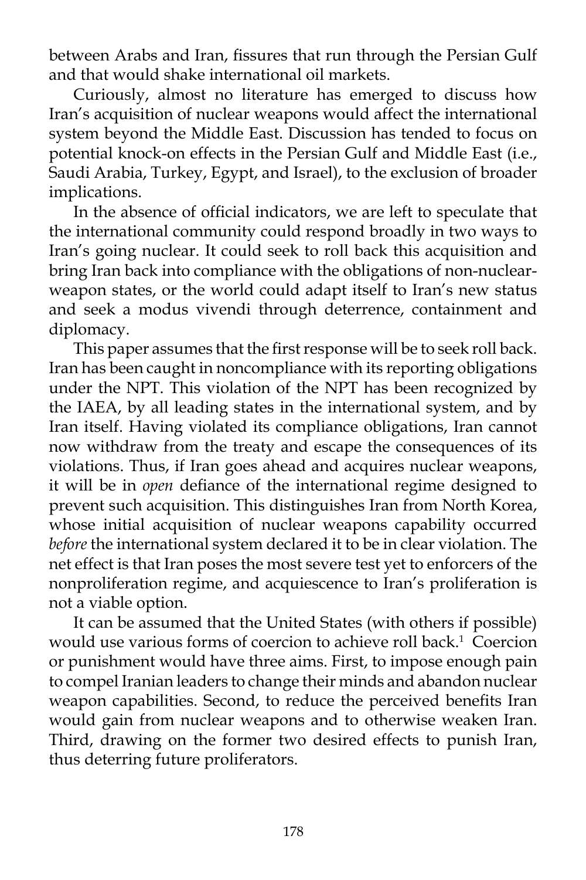between Arabs and Iran, fissures that run through the Persian Gulf and that would shake international oil markets.

Curiously, almost no literature has emerged to discuss how Iran's acquisition of nuclear weapons would affect the international system beyond the Middle East. Discussion has tended to focus on potential knock-on effects in the Persian Gulf and Middle East (i.e., Saudi Arabia, Turkey, Egypt, and Israel), to the exclusion of broader implications.

In the absence of official indicators, we are left to speculate that the international community could respond broadly in two ways to Iran's going nuclear. It could seek to roll back this acquisition and bring Iran back into compliance with the obligations of non-nuclear-weapon states, or the world could adapt itself to Iran's new status and seek a modus vivendi through deterrence, containment and diplomacy.

This paper assumes that the first response will be to seek roll back. Iran has been caught in noncompliance with its reporting obligations under the NPT. This violation of the NPT has been recognized by the IAEA, by all leading states in the international system, and by Iran itself. Having violated its compliance obligations, Iran cannot now withdraw from the treaty and escape the consequences of its violations. Thus, if Iran goes ahead and acquires nuclear weapons, it will be in *open* defiance of the international regime designed to prevent such acquisition. This distinguishes Iran from North Korea, whose initial acquisition of nuclear weapons capability occurred *before* the international system declared it to be in clear violation. The net effect is that Iran poses the most severe test yet to enforcers of the nonproliferation regime, and acquiescence to Iran's proliferation is not a viable option.

It can be assumed that the United States (with others if possible) would use various forms of coercion to achieve roll back.[1] Coercion or punishment would have three aims. First, to impose enough pain to compel Iranian leaders to change their minds and abandon nuclear weapon capabilities. Second, to reduce the perceived benefits Iran would gain from nuclear weapons and to otherwise weaken Iran. Third, drawing on the former two desired effects to punish Iran, thus deterring future proliferators.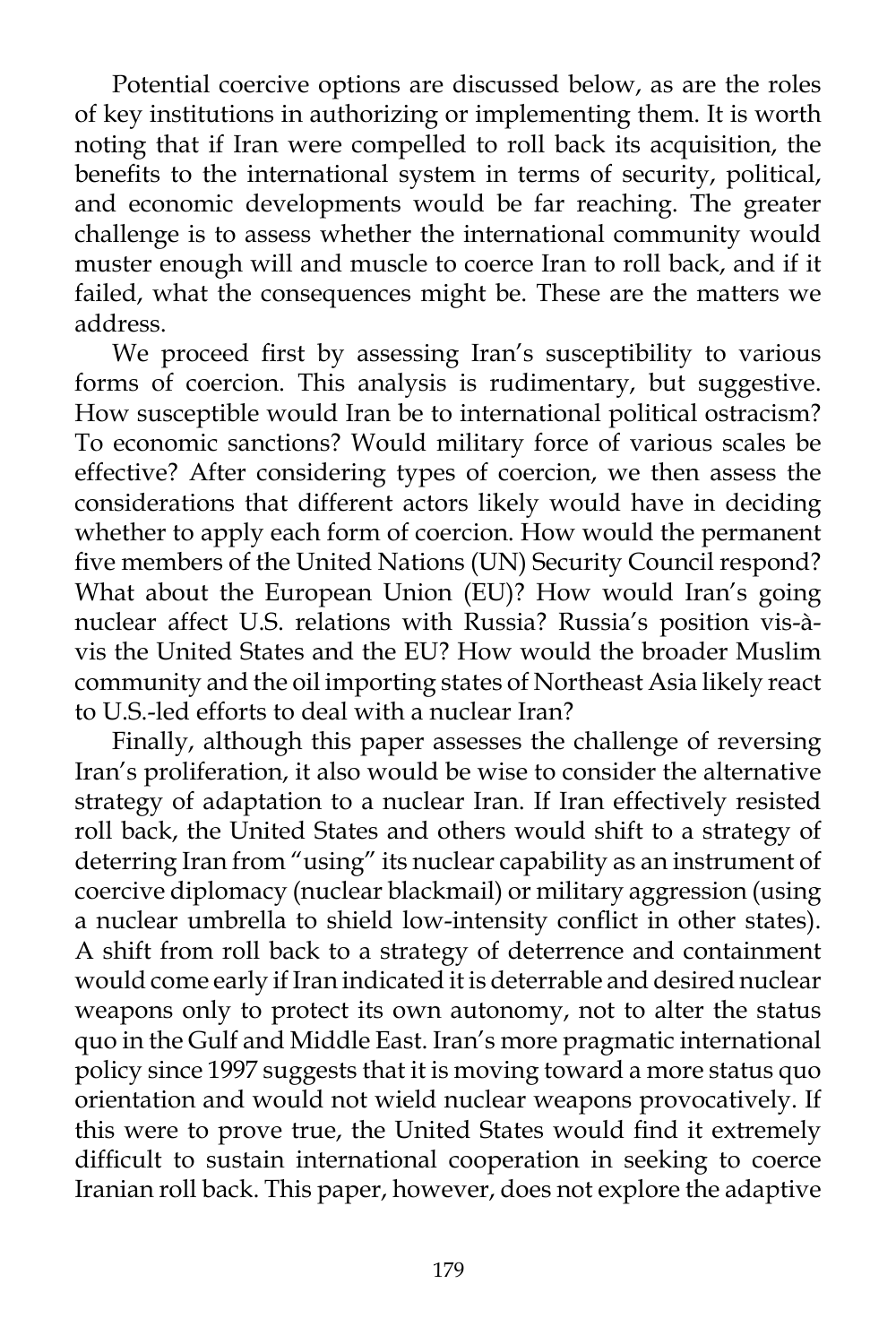Potential coercive options are discussed below, as are the roles of key institutions in authorizing or implementing them. It is worth noting that if Iran were compelled to roll back its acquisition, the benefits to the international system in terms of security, political, and economic developments would be far reaching. The greater challenge is to assess whether the international community would muster enough will and muscle to coerce Iran to roll back, and if it failed, what the consequences might be. These are the matters we address.

We proceed first by assessing Iran's susceptibility to various forms of coercion. This analysis is rudimentary, but suggestive. How susceptible would Iran be to international political ostracism? To economic sanctions? Would military force of various scales be effective? After considering types of coercion, we then assess the considerations that different actors likely would have in deciding whether to apply each form of coercion. How would the permanent five members of the United Nations (UN) Security Council respond? What about the European Union (EU)? How would Iran's going nuclear affect U.S. relations with Russia? Russia's position vis-à-vis the United States and the EU? How would the broader Muslim community and the oil importing states of Northeast Asia likely react to U.S.-led efforts to deal with a nuclear Iran?

Finally, although this paper assesses the challenge of reversing Iran's proliferation, it also would be wise to consider the alternative strategy of adaptation to a nuclear Iran. If Iran effectively resisted roll back, the United States and others would shift to a strategy of deterring Iran from "using" its nuclear capability as an instrument of coercive diplomacy (nuclear blackmail) or military aggression (using a nuclear umbrella to shield low-intensity conflict in other states). A shift from roll back to a strategy of deterrence and containment would come early if Iran indicated it is deterrable and desired nuclear weapons only to protect its own autonomy, not to alter the status quo in the Gulf and Middle East. Iran's more pragmatic international policy since 1997 suggests that it is moving toward a more status quo orientation and would not wield nuclear weapons provocatively. If this were to prove true, the United States would find it extremely difficult to sustain international cooperation in seeking to coerce Iranian roll back. This paper, however, does not explore the adaptive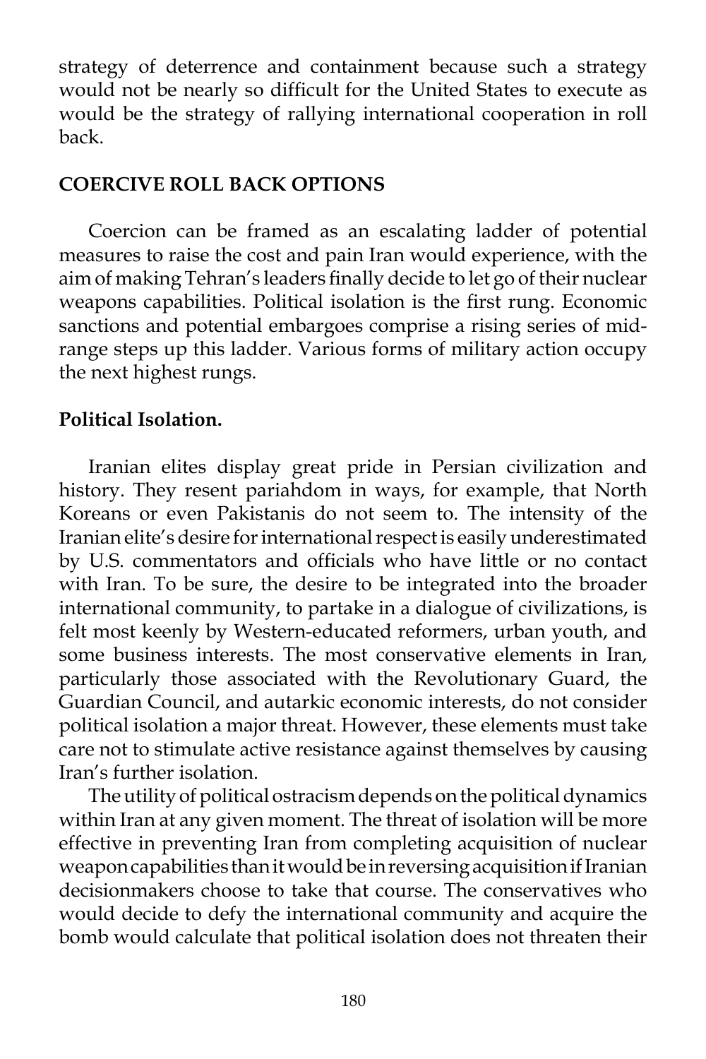strategy of deterrence and containment because such a strategy would not be nearly so difficult for the United States to execute as would be the strategy of rallying international cooperation in roll back.

## COERCIVE ROLL BACK OPTIONS

Coercion can be framed as an escalating ladder of potential measures to raise the cost and pain Iran would experience, with the aim of making Tehran's leaders finally decide to let go of their nuclear weapons capabilities. Political isolation is the first rung. Economic sanctions and potential embargoes comprise a rising series of mid-range steps up this ladder. Various forms of military action occupy the next highest rungs.

### Political Isolation.

Iranian elites display great pride in Persian civilization and history. They resent pariahdom in ways, for example, that North Koreans or even Pakistanis do not seem to. The intensity of the Iranian elite's desire for international respect is easily underestimated by U.S. commentators and officials who have little or no contact with Iran. To be sure, the desire to be integrated into the broader international community, to partake in a dialogue of civilizations, is felt most keenly by Western-educated reformers, urban youth, and some business interests. The most conservative elements in Iran, particularly those associated with the Revolutionary Guard, the Guardian Council, and autarkic economic interests, do not consider political isolation a major threat. However, these elements must take care not to stimulate active resistance against themselves by causing Iran's further isolation.

The utility of political ostracism depends on the political dynamics within Iran at any given moment. The threat of isolation will be more effective in preventing Iran from completing acquisition of nuclear weapon capabilities than it would be in reversing acquisition if Iranian decisionmakers choose to take that course. The conservatives who would decide to defy the international community and acquire the bomb would calculate that political isolation does not threaten their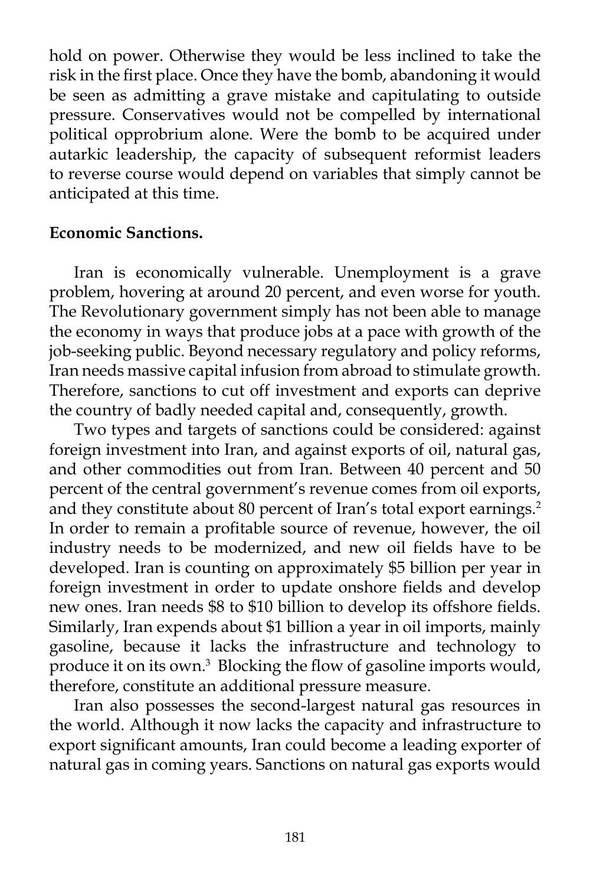hold on power. Otherwise they would be less inclined to take the risk in the first place. Once they have the bomb, abandoning it would be seen as admitting a grave mistake and capitulating to outside pressure. Conservatives would not be compelled by international political opprobrium alone. Were the bomb to be acquired under autarkic leadership, the capacity of subsequent reformist leaders to reverse course would depend on variables that simply cannot be anticipated at this time.

**Economic Sanctions.**

Iran is economically vulnerable. Unemployment is a grave problem, hovering at around 20 percent, and even worse for youth. The Revolutionary government simply has not been able to manage the economy in ways that produce jobs at a pace with growth of the job-seeking public. Beyond necessary regulatory and policy reforms, Iran needs massive capital infusion from abroad to stimulate growth. Therefore, sanctions to cut off investment and exports can deprive the country of badly needed capital and, consequently, growth.

Two types and targets of sanctions could be considered: against foreign investment into Iran, and against exports of oil, natural gas, and other commodities out from Iran. Between 40 percent and 50 percent of the central government's revenue comes from oil exports, and they constitute about 80 percent of Iran's total export earnings.[2] In order to remain a profitable source of revenue, however, the oil industry needs to be modernized, and new oil fields have to be developed. Iran is counting on approximately $5 billion per year in foreign investment in order to update onshore fields and develop new ones. Iran needs $8 to $10 billion to develop its offshore fields. Similarly, Iran expends about $1 billion a year in oil imports, mainly gasoline, because it lacks the infrastructure and technology to produce it on its own.[3] Blocking the flow of gasoline imports would, therefore, constitute an additional pressure measure.

Iran also possesses the second-largest natural gas resources in the world. Although it now lacks the capacity and infrastructure to export significant amounts, Iran could become a leading exporter of natural gas in coming years. Sanctions on natural gas exports would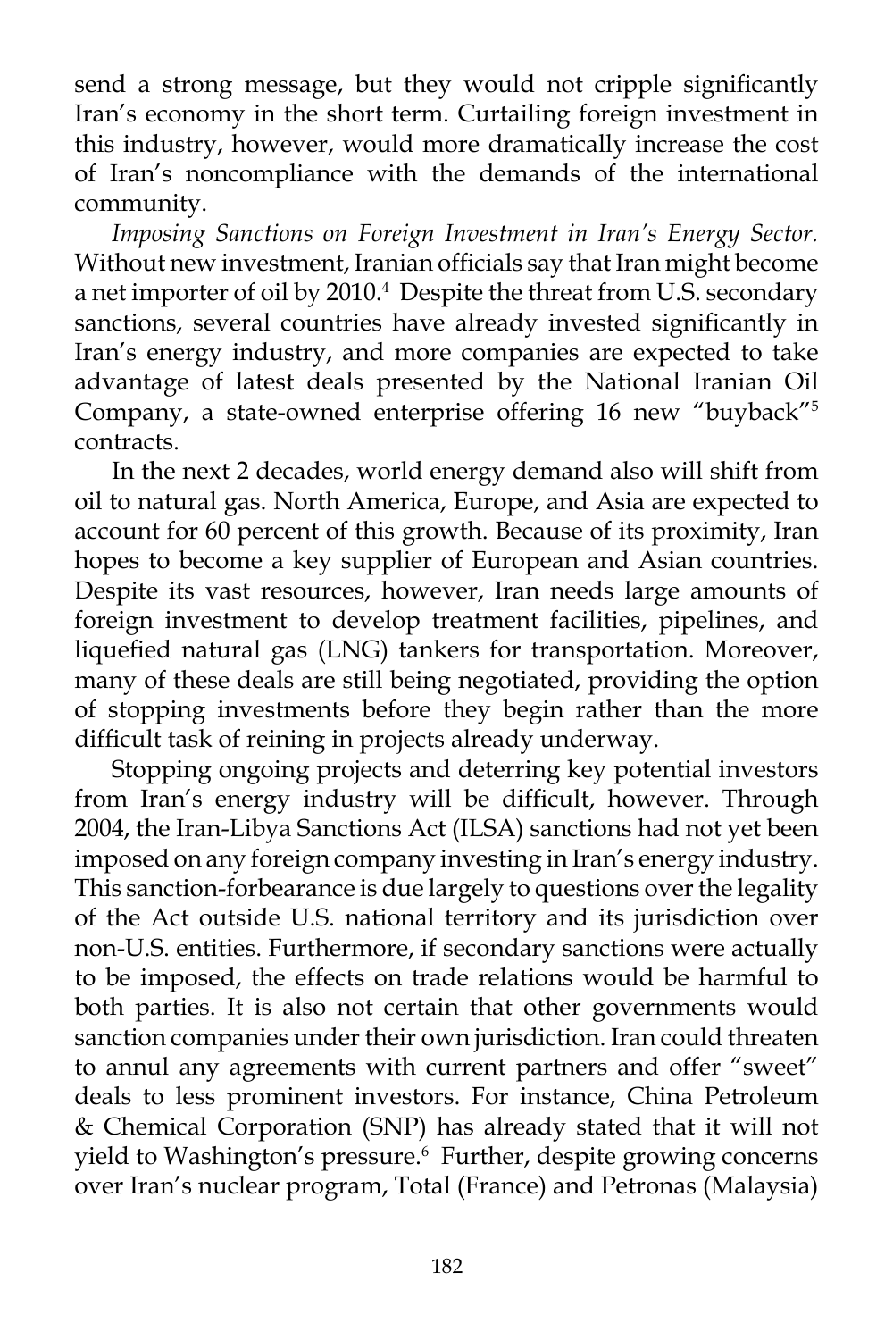send a strong message, but they would not cripple significantly Iran's economy in the short term. Curtailing foreign investment in this industry, however, would more dramatically increase the cost of Iran's noncompliance with the demands of the international community.

*Imposing Sanctions on Foreign Investment in Iran's Energy Sector.* Without new investment, Iranian officials say that Iran might become a net importer of oil by 2010.[4] Despite the threat from U.S. secondary sanctions, several countries have already invested significantly in Iran's energy industry, and more companies are expected to take advantage of latest deals presented by the National Iranian Oil Company, a state-owned enterprise offering 16 new "buyback"[5] contracts.

In the next 2 decades, world energy demand also will shift from oil to natural gas. North America, Europe, and Asia are expected to account for 60 percent of this growth. Because of its proximity, Iran hopes to become a key supplier of European and Asian countries. Despite its vast resources, however, Iran needs large amounts of foreign investment to develop treatment facilities, pipelines, and liquefied natural gas (LNG) tankers for transportation. Moreover, many of these deals are still being negotiated, providing the option of stopping investments before they begin rather than the more difficult task of reining in projects already underway.

Stopping ongoing projects and deterring key potential investors from Iran's energy industry will be difficult, however. Through 2004, the Iran-Libya Sanctions Act (ILSA) sanctions had not yet been imposed on any foreign company investing in Iran's energy industry. This sanction-forbearance is due largely to questions over the legality of the Act outside U.S. national territory and its jurisdiction over non-U.S. entities. Furthermore, if secondary sanctions were actually to be imposed, the effects on trade relations would be harmful to both parties. It is also not certain that other governments would sanction companies under their own jurisdiction. Iran could threaten to annul any agreements with current partners and offer "sweet" deals to less prominent investors. For instance, China Petroleum & Chemical Corporation (SNP) has already stated that it will not yield to Washington's pressure.[6] Further, despite growing concerns over Iran's nuclear program, Total (France) and Petronas (Malaysia)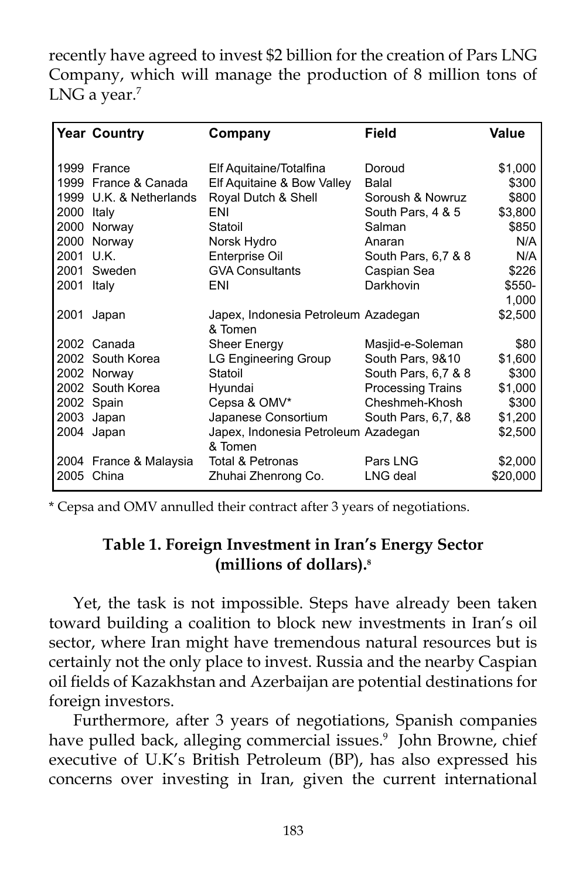recently have agreed to invest $2 billion for the creation of Pars LNG Company, which will manage the production of 8 million tons of LNG a year.[7]

| Year | Country | Company | Field | Value |
|---|---|---|---|---|
| 1999 | France | Elf Aquitaine/Totalfina | Doroud | $1,000 |
| 1999 | France & Canada | Elf Aquitaine & Bow Valley | Balal | $300 |
| 1999 | U.K. & Netherlands | Royal Dutch & Shell | Soroush & Nowruz | $800 |
| 2000 | Italy | ENI | South Pars, 4 & 5 | $3,800 |
| 2000 | Norway | Statoil | Salman | $850 |
| 2000 | Norway | Norsk Hydro | Anaran | N/A |
| 2001 | U.K. | Enterprise Oil | South Pars, 6,7 & 8 | N/A |
| 2001 | Sweden | GVA Consultants | Caspian Sea | $226 |
| 2001 | Italy | ENI | Darkhovin | $550-1,000 |
| 2001 | Japan | Japex, Indonesia Petroleum & Tomen | Azadegan | $2,500 |
| 2002 | Canada | Sheer Energy | Masjid-e-Soleman | $80 |
| 2002 | South Korea | LG Engineering Group | South Pars, 9&10 | $1,600 |
| 2002 | Norway | Statoil | South Pars, 6,7 & 8 | $300 |
| 2002 | South Korea | Hyundai | Processing Trains | $1,000 |
| 2002 | Spain | Cepsa & OMV* | Cheshmeh-Khosh | $300 |
| 2003 | Japan | Japanese Consortium | South Pars, 6,7, &8 | $1,200 |
| 2004 | Japan | Japex, Indonesia Petroleum & Tomen | Azadegan | $2,500 |
| 2004 | France & Malaysia | Total & Petronas | Pars LNG | $2,000 |
| 2005 | China | Zhuhai Zhenrong Co. | LNG deal | $20,000 |

\* Cepsa and OMV annulled their contract after 3 years of negotiations.

**Table 1. Foreign Investment in Iran's Energy Sector (millions of dollars).[8]**

Yet, the task is not impossible. Steps have already been taken toward building a coalition to block new investments in Iran's oil sector, where Iran might have tremendous natural resources but is certainly not the only place to invest. Russia and the nearby Caspian oil fields of Kazakhstan and Azerbaijan are potential destinations for foreign investors.

Furthermore, after 3 years of negotiations, Spanish companies have pulled back, alleging commercial issues.[9] John Browne, chief executive of U.K's British Petroleum (BP), has also expressed his concerns over investing in Iran, given the current international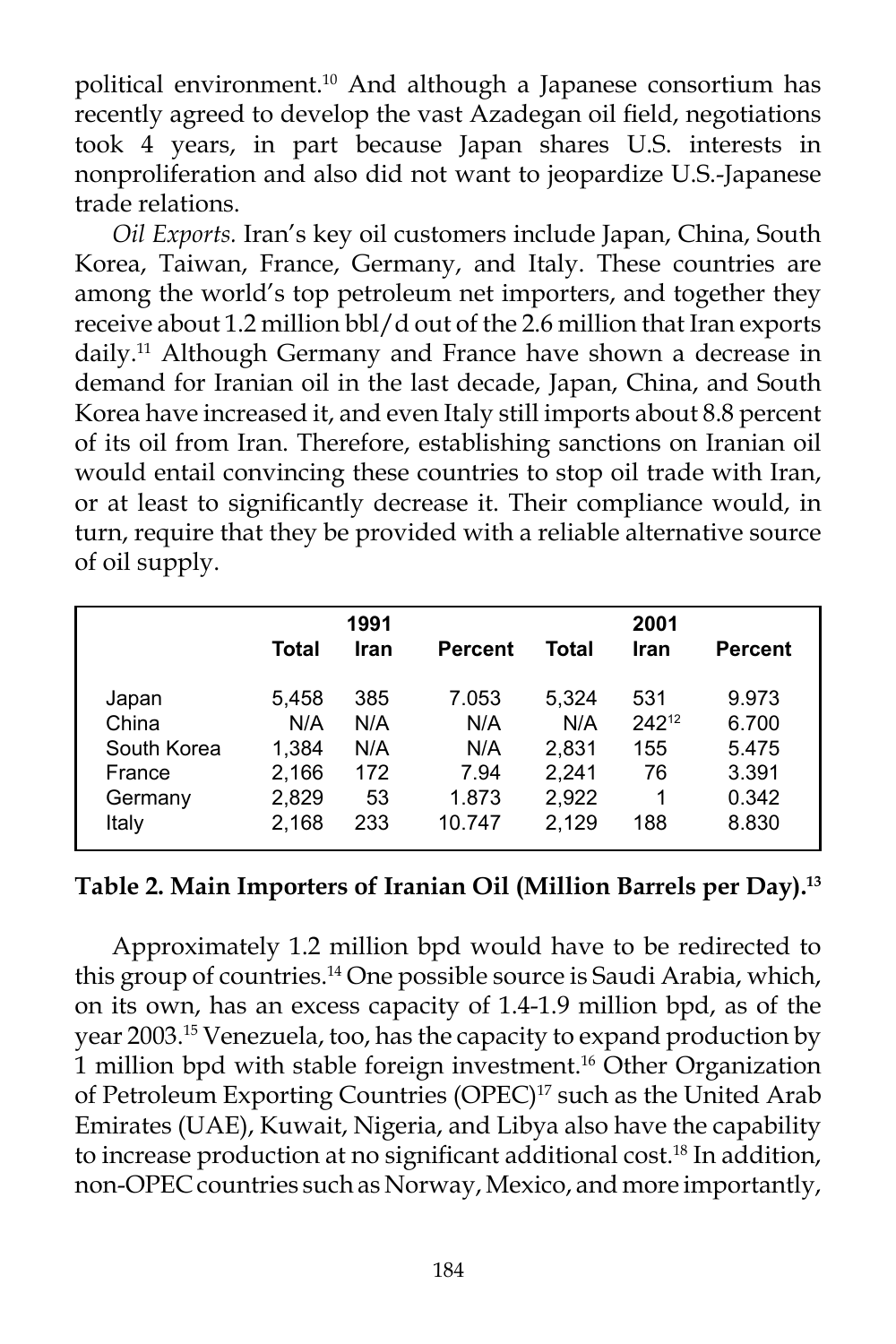political environment.[10] And although a Japanese consortium has recently agreed to develop the vast Azadegan oil field, negotiations took 4 years, in part because Japan shares U.S. interests in nonproliferation and also did not want to jeopardize U.S.-Japanese trade relations.

*Oil Exports.* Iran's key oil customers include Japan, China, South Korea, Taiwan, France, Germany, and Italy. These countries are among the world's top petroleum net importers, and together they receive about 1.2 million bbl/d out of the 2.6 million that Iran exports daily.[11] Although Germany and France have shown a decrease in demand for Iranian oil in the last decade, Japan, China, and South Korea have increased it, and even Italy still imports about 8.8 percent of its oil from Iran. Therefore, establishing sanctions on Iranian oil would entail convincing these countries to stop oil trade with Iran, or at least to significantly decrease it. Their compliance would, in turn, require that they be provided with a reliable alternative source of oil supply.

| | 1991 | | | 2001 | | |
|---|---|---|---|---|---|---|
| | Total | Iran | Percent | Total | Iran | Percent |
| Japan | 5,458 | 385 | 7.053 | 5,324 | 531 | 9.973 |
| China | N/A | N/A | N/A | N/A | 242[12] | 6.700 |
| South Korea | 1,384 | N/A | N/A | 2,831 | 155 | 5.475 |
| France | 2,166 | 172 | 7.94 | 2,241 | 76 | 3.391 |
| Germany | 2,829 | 53 | 1.873 | 2,922 | 1 | 0.342 |
| Italy | 2,168 | 233 | 10.747 | 2,129 | 188 | 8.830 |

**Table 2. Main Importers of Iranian Oil (Million Barrels per Day).[13]**

Approximately 1.2 million bpd would have to be redirected to this group of countries.[14] One possible source is Saudi Arabia, which, on its own, has an excess capacity of 1.4-1.9 million bpd, as of the year 2003.[15] Venezuela, too, has the capacity to expand production by 1 million bpd with stable foreign investment.[16] Other Organization of Petroleum Exporting Countries (OPEC)[17] such as the United Arab Emirates (UAE), Kuwait, Nigeria, and Libya also have the capability to increase production at no significant additional cost.[18] In addition, non-OPEC countries such as Norway, Mexico, and more importantly,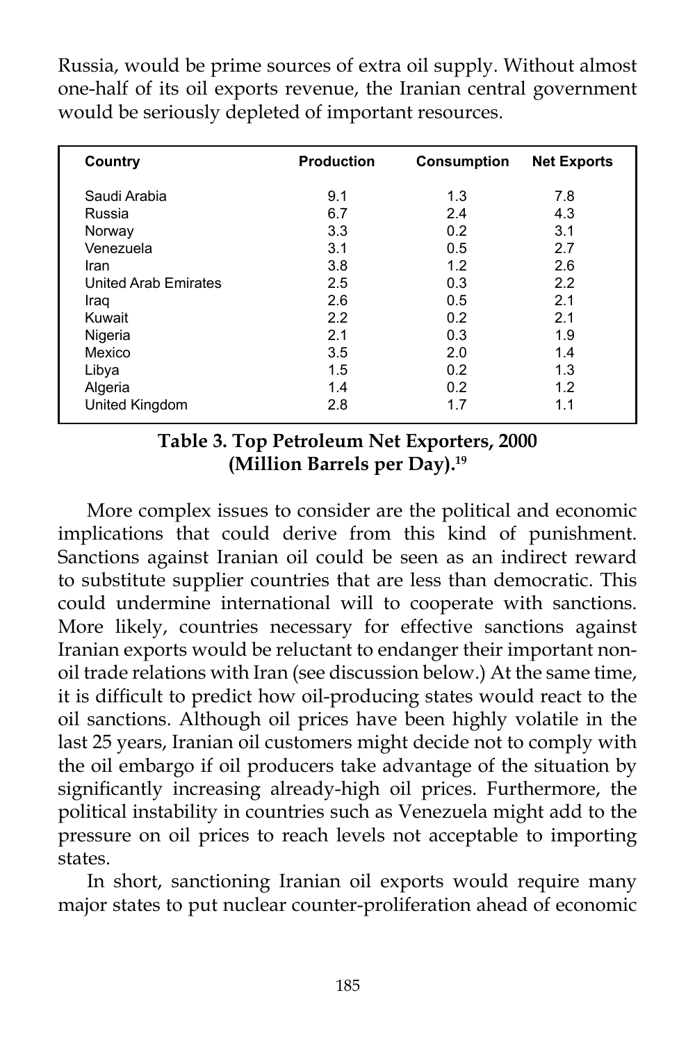Russia, would be prime sources of extra oil supply. Without almost one-half of its oil exports revenue, the Iranian central government would be seriously depleted of important resources.

| Country | Production | Consumption | Net Exports |
|---|---|---|---|
| Saudi Arabia | 9.1 | 1.3 | 7.8 |
| Russia | 6.7 | 2.4 | 4.3 |
| Norway | 3.3 | 0.2 | 3.1 |
| Venezuela | 3.1 | 0.5 | 2.7 |
| Iran | 3.8 | 1.2 | 2.6 |
| United Arab Emirates | 2.5 | 0.3 | 2.2 |
| Iraq | 2.6 | 0.5 | 2.1 |
| Kuwait | 2.2 | 0.2 | 2.1 |
| Nigeria | 2.1 | 0.3 | 1.9 |
| Mexico | 3.5 | 2.0 | 1.4 |
| Libya | 1.5 | 0.2 | 1.3 |
| Algeria | 1.4 | 0.2 | 1.2 |
| United Kingdom | 2.8 | 1.7 | 1.1 |

**Table 3. Top Petroleum Net Exporters, 2000 (Million Barrels per Day).[19]**

More complex issues to consider are the political and economic implications that could derive from this kind of punishment. Sanctions against Iranian oil could be seen as an indirect reward to substitute supplier countries that are less than democratic. This could undermine international will to cooperate with sanctions. More likely, countries necessary for effective sanctions against Iranian exports would be reluctant to endanger their important non-oil trade relations with Iran (see discussion below.) At the same time, it is difficult to predict how oil-producing states would react to the oil sanctions. Although oil prices have been highly volatile in the last 25 years, Iranian oil customers might decide not to comply with the oil embargo if oil producers take advantage of the situation by significantly increasing already-high oil prices. Furthermore, the political instability in countries such as Venezuela might add to the pressure on oil prices to reach levels not acceptable to importing states.

In short, sanctioning Iranian oil exports would require many major states to put nuclear counter-proliferation ahead of economic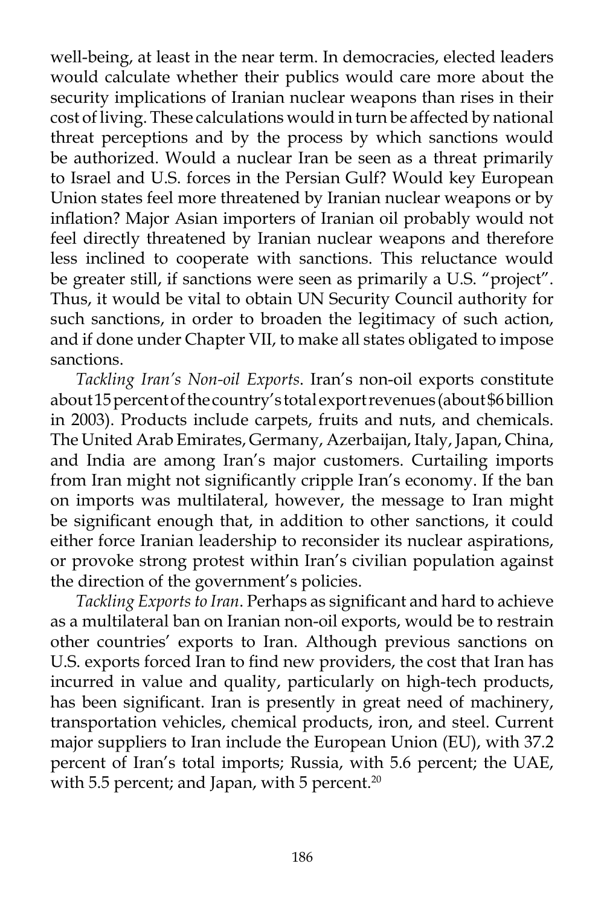well-being, at least in the near term. In democracies, elected leaders would calculate whether their publics would care more about the security implications of Iranian nuclear weapons than rises in their cost of living. These calculations would in turn be affected by national threat perceptions and by the process by which sanctions would be authorized. Would a nuclear Iran be seen as a threat primarily to Israel and U.S. forces in the Persian Gulf? Would key European Union states feel more threatened by Iranian nuclear weapons or by inflation? Major Asian importers of Iranian oil probably would not feel directly threatened by Iranian nuclear weapons and therefore less inclined to cooperate with sanctions. This reluctance would be greater still, if sanctions were seen as primarily a U.S. "project". Thus, it would be vital to obtain UN Security Council authority for such sanctions, in order to broaden the legitimacy of such action, and if done under Chapter VII, to make all states obligated to impose sanctions.

*Tackling Iran's Non-oil Exports*. Iran's non-oil exports constitute about 15 percent of the country's total export revenues (about $6 billion in 2003). Products include carpets, fruits and nuts, and chemicals. The United Arab Emirates, Germany, Azerbaijan, Italy, Japan, China, and India are among Iran's major customers. Curtailing imports from Iran might not significantly cripple Iran's economy. If the ban on imports was multilateral, however, the message to Iran might be significant enough that, in addition to other sanctions, it could either force Iranian leadership to reconsider its nuclear aspirations, or provoke strong protest within Iran's civilian population against the direction of the government's policies.

*Tackling Exports to Iran*. Perhaps as significant and hard to achieve as a multilateral ban on Iranian non-oil exports, would be to restrain other countries' exports to Iran. Although previous sanctions on U.S. exports forced Iran to find new providers, the cost that Iran has incurred in value and quality, particularly on high-tech products, has been significant. Iran is presently in great need of machinery, transportation vehicles, chemical products, iron, and steel. Current major suppliers to Iran include the European Union (EU), with 37.2 percent of Iran's total imports; Russia, with 5.6 percent; the UAE, with 5.5 percent; and Japan, with 5 percent.[20]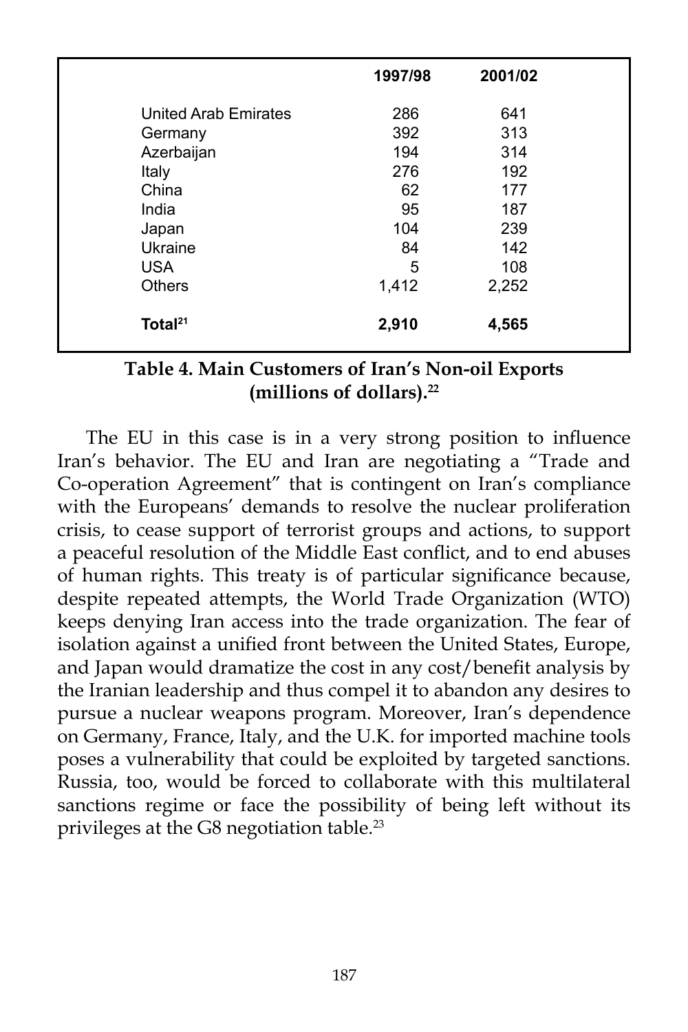| | 1997/98 | 2001/02 |
|---|---|---|
| United Arab Emirates | 286 | 641 |
| Germany | 392 | 313 |
| Azerbaijan | 194 | 314 |
| Italy | 276 | 192 |
| China | 62 | 177 |
| India | 95 | 187 |
| Japan | 104 | 239 |
| Ukraine | 84 | 142 |
| USA | 5 | 108 |
| Others | 1,412 | 2,252 |
| **Total[21]** | **2,910** | **4,565** |

**Table 4. Main Customers of Iran's Non-oil Exports (millions of dollars).[22]**

The EU in this case is in a very strong position to influence Iran's behavior. The EU and Iran are negotiating a "Trade and Co-operation Agreement" that is contingent on Iran's compliance with the Europeans' demands to resolve the nuclear proliferation crisis, to cease support of terrorist groups and actions, to support a peaceful resolution of the Middle East conflict, and to end abuses of human rights. This treaty is of particular significance because, despite repeated attempts, the World Trade Organization (WTO) keeps denying Iran access into the trade organization. The fear of isolation against a unified front between the United States, Europe, and Japan would dramatize the cost in any cost/benefit analysis by the Iranian leadership and thus compel it to abandon any desires to pursue a nuclear weapons program. Moreover, Iran's dependence on Germany, France, Italy, and the U.K. for imported machine tools poses a vulnerability that could be exploited by targeted sanctions. Russia, too, would be forced to collaborate with this multilateral sanctions regime or face the possibility of being left without its privileges at the G8 negotiation table.[23]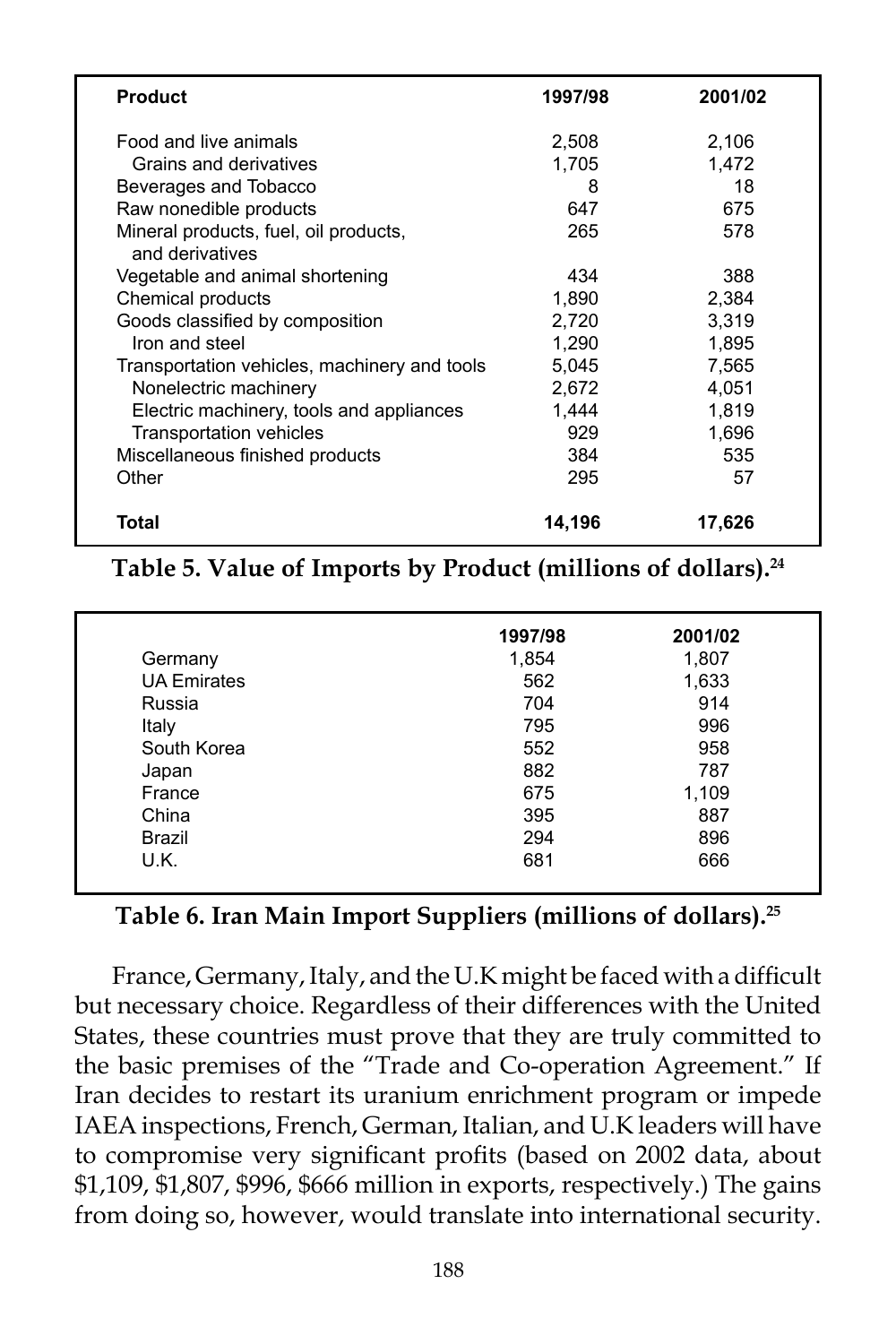| Product | 1997/98 | 2001/02 |
|---|---|---|
| Food and live animals | 2,508 | 2,106 |
| Grains and derivatives | 1,705 | 1,472 |
| Beverages and Tobacco | 8 | 18 |
| Raw nonedible products | 647 | 675 |
| Mineral products, fuel, oil products, and derivatives | 265 | 578 |
| Vegetable and animal shortening | 434 | 388 |
| Chemical products | 1,890 | 2,384 |
| Goods classified by composition | 2,720 | 3,319 |
| Iron and steel | 1,290 | 1,895 |
| Transportation vehicles, machinery and tools | 5,045 | 7,565 |
| Nonelectric machinery | 2,672 | 4,051 |
| Electric machinery, tools and appliances | 1,444 | 1,819 |
| Transportation vehicles | 929 | 1,696 |
| Miscellaneous finished products | 384 | 535 |
| Other | 295 | 57 |
| **Total** | **14,196** | **17,626** |

**Table 5. Value of Imports by Product (millions of dollars).[24]**

| | 1997/98 | 2001/02 |
|---|---|---|
| Germany | 1,854 | 1,807 |
| UA Emirates | 562 | 1,633 |
| Russia | 704 | 914 |
| Italy | 795 | 996 |
| South Korea | 552 | 958 |
| Japan | 882 | 787 |
| France | 675 | 1,109 |
| China | 395 | 887 |
| Brazil | 294 | 896 |
| U.K. | 681 | 666 |

**Table 6. Iran Main Import Suppliers (millions of dollars).[25]**

France, Germany, Italy, and the U.K might be faced with a difficult but necessary choice. Regardless of their differences with the United States, these countries must prove that they are truly committed to the basic premises of the "Trade and Co-operation Agreement." If Iran decides to restart its uranium enrichment program or impede IAEA inspections, French, German, Italian, and U.K leaders will have to compromise very significant profits (based on 2002 data, about $1,109, $1,807, $996, $666 million in exports, respectively.) The gains from doing so, however, would translate into international security.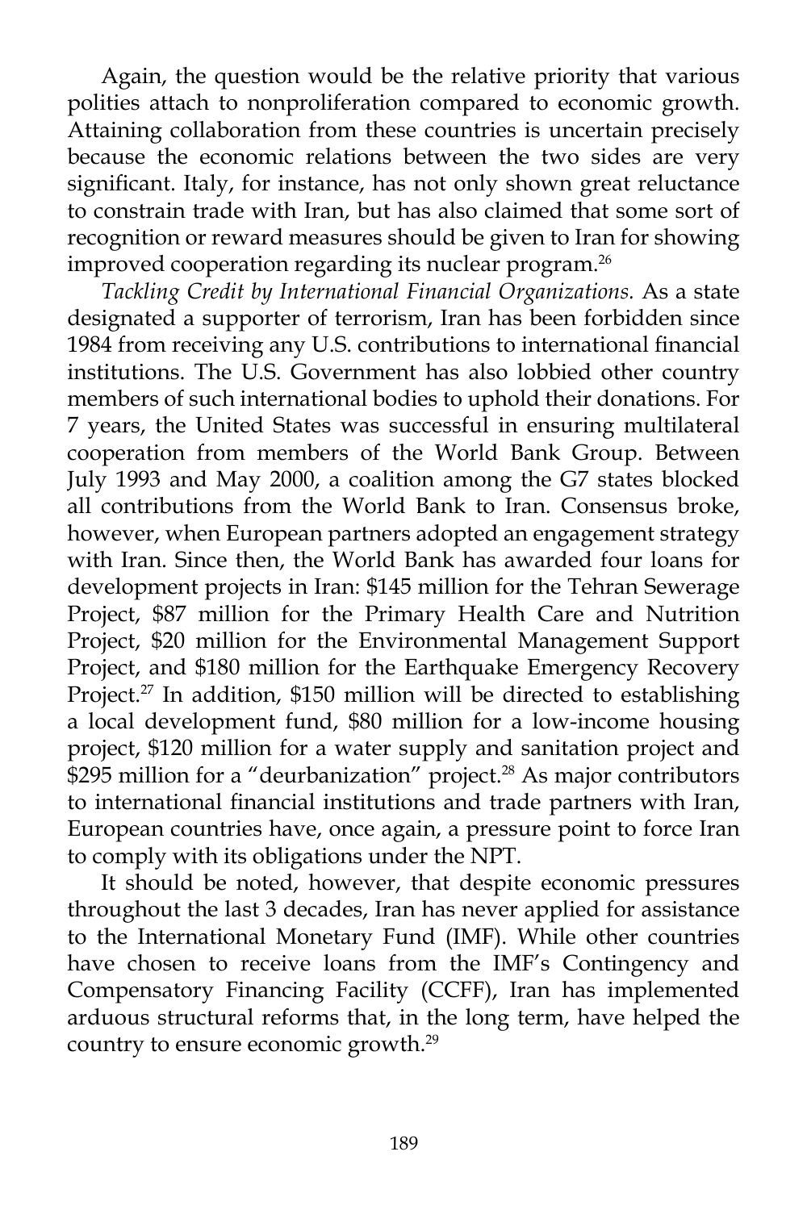Again, the question would be the relative priority that various polities attach to nonproliferation compared to economic growth. Attaining collaboration from these countries is uncertain precisely because the economic relations between the two sides are very significant. Italy, for instance, has not only shown great reluctance to constrain trade with Iran, but has also claimed that some sort of recognition or reward measures should be given to Iran for showing improved cooperation regarding its nuclear program.[26]

*Tackling Credit by International Financial Organizations.* As a state designated a supporter of terrorism, Iran has been forbidden since 1984 from receiving any U.S. contributions to international financial institutions. The U.S. Government has also lobbied other country members of such international bodies to uphold their donations. For 7 years, the United States was successful in ensuring multilateral cooperation from members of the World Bank Group. Between July 1993 and May 2000, a coalition among the G7 states blocked all contributions from the World Bank to Iran. Consensus broke, however, when European partners adopted an engagement strategy with Iran. Since then, the World Bank has awarded four loans for development projects in Iran: $145 million for the Tehran Sewerage Project, $87 million for the Primary Health Care and Nutrition Project, $20 million for the Environmental Management Support Project, and $180 million for the Earthquake Emergency Recovery Project.[27] In addition, $150 million will be directed to establishing a local development fund, $80 million for a low-income housing project, $120 million for a water supply and sanitation project and $295 million for a "deurbanization" project.[28] As major contributors to international financial institutions and trade partners with Iran, European countries have, once again, a pressure point to force Iran to comply with its obligations under the NPT.

It should be noted, however, that despite economic pressures throughout the last 3 decades, Iran has never applied for assistance to the International Monetary Fund (IMF). While other countries have chosen to receive loans from the IMF's Contingency and Compensatory Financing Facility (CCFF), Iran has implemented arduous structural reforms that, in the long term, have helped the country to ensure economic growth.[29]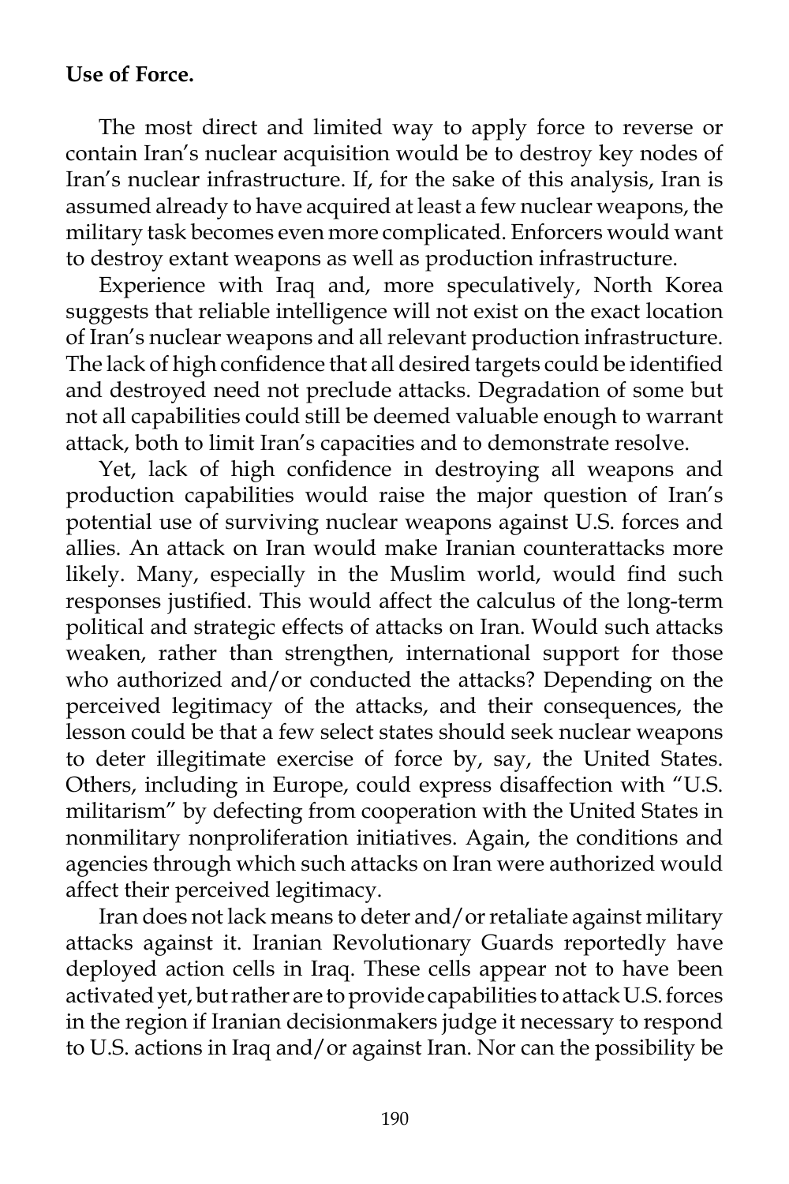**Use of Force.**

The most direct and limited way to apply force to reverse or contain Iran's nuclear acquisition would be to destroy key nodes of Iran's nuclear infrastructure. If, for the sake of this analysis, Iran is assumed already to have acquired at least a few nuclear weapons, the military task becomes even more complicated. Enforcers would want to destroy extant weapons as well as production infrastructure.

Experience with Iraq and, more speculatively, North Korea suggests that reliable intelligence will not exist on the exact location of Iran's nuclear weapons and all relevant production infrastructure. The lack of high confidence that all desired targets could be identified and destroyed need not preclude attacks. Degradation of some but not all capabilities could still be deemed valuable enough to warrant attack, both to limit Iran's capacities and to demonstrate resolve.

Yet, lack of high confidence in destroying all weapons and production capabilities would raise the major question of Iran's potential use of surviving nuclear weapons against U.S. forces and allies. An attack on Iran would make Iranian counterattacks more likely. Many, especially in the Muslim world, would find such responses justified. This would affect the calculus of the long-term political and strategic effects of attacks on Iran. Would such attacks weaken, rather than strengthen, international support for those who authorized and/or conducted the attacks? Depending on the perceived legitimacy of the attacks, and their consequences, the lesson could be that a few select states should seek nuclear weapons to deter illegitimate exercise of force by, say, the United States. Others, including in Europe, could express disaffection with "U.S. militarism" by defecting from cooperation with the United States in nonmilitary nonproliferation initiatives. Again, the conditions and agencies through which such attacks on Iran were authorized would affect their perceived legitimacy.

Iran does not lack means to deter and/or retaliate against military attacks against it. Iranian Revolutionary Guards reportedly have deployed action cells in Iraq. These cells appear not to have been activated yet, but rather are to provide capabilities to attack U.S. forces in the region if Iranian decisionmakers judge it necessary to respond to U.S. actions in Iraq and/or against Iran. Nor can the possibility be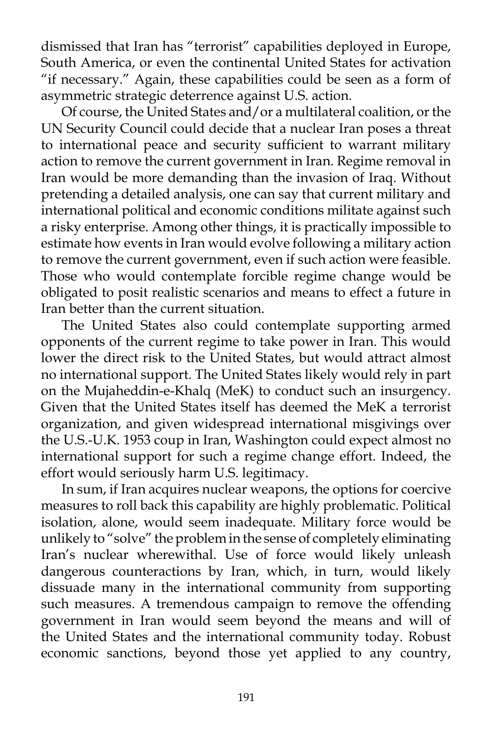dismissed that Iran has "terrorist" capabilities deployed in Europe, South America, or even the continental United States for activation "if necessary." Again, these capabilities could be seen as a form of asymmetric strategic deterrence against U.S. action.

Of course, the United States and/or a multilateral coalition, or the UN Security Council could decide that a nuclear Iran poses a threat to international peace and security sufficient to warrant military action to remove the current government in Iran. Regime removal in Iran would be more demanding than the invasion of Iraq. Without pretending a detailed analysis, one can say that current military and international political and economic conditions militate against such a risky enterprise. Among other things, it is practically impossible to estimate how events in Iran would evolve following a military action to remove the current government, even if such action were feasible. Those who would contemplate forcible regime change would be obligated to posit realistic scenarios and means to effect a future in Iran better than the current situation.

The United States also could contemplate supporting armed opponents of the current regime to take power in Iran. This would lower the direct risk to the United States, but would attract almost no international support. The United States likely would rely in part on the Mujaheddin-e-Khalq (MeK) to conduct such an insurgency. Given that the United States itself has deemed the MeK a terrorist organization, and given widespread international misgivings over the U.S.-U.K. 1953 coup in Iran, Washington could expect almost no international support for such a regime change effort. Indeed, the effort would seriously harm U.S. legitimacy.

In sum, if Iran acquires nuclear weapons, the options for coercive measures to roll back this capability are highly problematic. Political isolation, alone, would seem inadequate. Military force would be unlikely to "solve" the problem in the sense of completely eliminating Iran's nuclear wherewithal. Use of force would likely unleash dangerous counteractions by Iran, which, in turn, would likely dissuade many in the international community from supporting such measures. A tremendous campaign to remove the offending government in Iran would seem beyond the means and will of the United States and the international community today. Robust economic sanctions, beyond those yet applied to any country,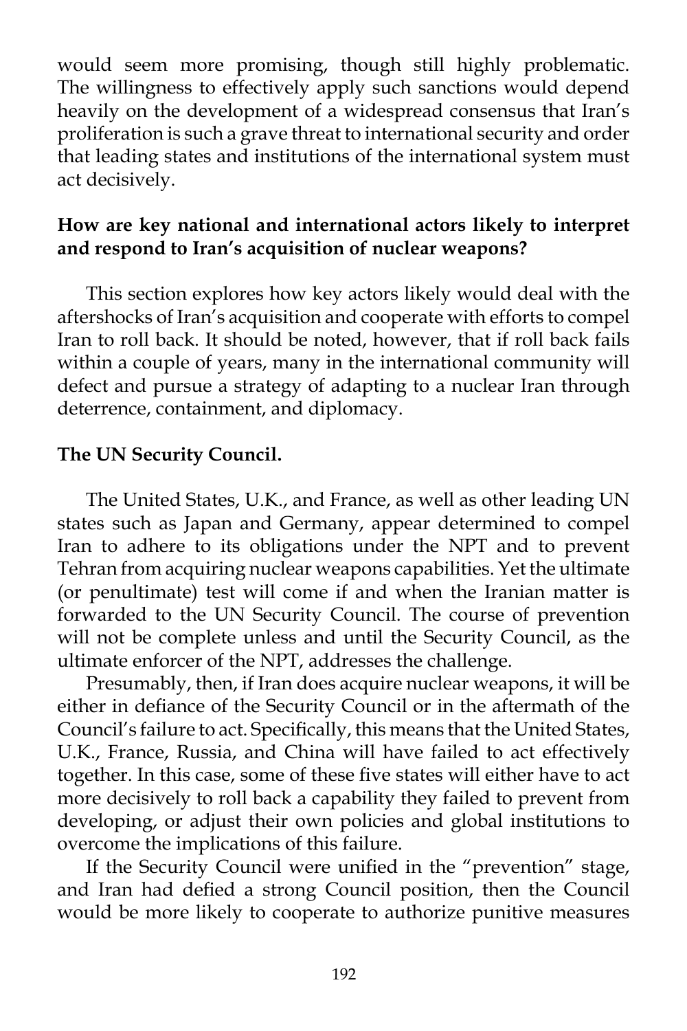would seem more promising, though still highly problematic. The willingness to effectively apply such sanctions would depend heavily on the development of a widespread consensus that Iran's proliferation is such a grave threat to international security and order that leading states and institutions of the international system must act decisively.

**How are key national and international actors likely to interpret and respond to Iran's acquisition of nuclear weapons?**

This section explores how key actors likely would deal with the aftershocks of Iran's acquisition and cooperate with efforts to compel Iran to roll back. It should be noted, however, that if roll back fails within a couple of years, many in the international community will defect and pursue a strategy of adapting to a nuclear Iran through deterrence, containment, and diplomacy.

**The UN Security Council.**

The United States, U.K., and France, as well as other leading UN states such as Japan and Germany, appear determined to compel Iran to adhere to its obligations under the NPT and to prevent Tehran from acquiring nuclear weapons capabilities. Yet the ultimate (or penultimate) test will come if and when the Iranian matter is forwarded to the UN Security Council. The course of prevention will not be complete unless and until the Security Council, as the ultimate enforcer of the NPT, addresses the challenge.

Presumably, then, if Iran does acquire nuclear weapons, it will be either in defiance of the Security Council or in the aftermath of the Council's failure to act. Specifically, this means that the United States, U.K., France, Russia, and China will have failed to act effectively together. In this case, some of these five states will either have to act more decisively to roll back a capability they failed to prevent from developing, or adjust their own policies and global institutions to overcome the implications of this failure.

If the Security Council were unified in the "prevention" stage, and Iran had defied a strong Council position, then the Council would be more likely to cooperate to authorize punitive measures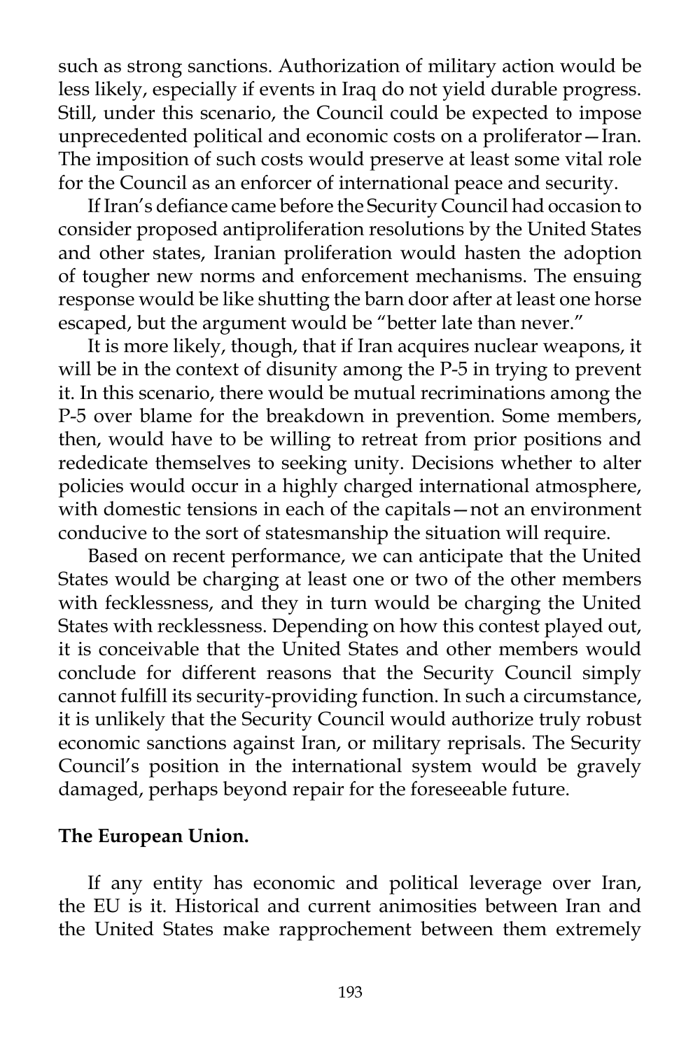such as strong sanctions. Authorization of military action would be less likely, especially if events in Iraq do not yield durable progress. Still, under this scenario, the Council could be expected to impose unprecedented political and economic costs on a proliferator—Iran. The imposition of such costs would preserve at least some vital role for the Council as an enforcer of international peace and security.

If Iran's defiance came before the Security Council had occasion to consider proposed antiproliferation resolutions by the United States and other states, Iranian proliferation would hasten the adoption of tougher new norms and enforcement mechanisms. The ensuing response would be like shutting the barn door after at least one horse escaped, but the argument would be "better late than never."

It is more likely, though, that if Iran acquires nuclear weapons, it will be in the context of disunity among the P-5 in trying to prevent it. In this scenario, there would be mutual recriminations among the P-5 over blame for the breakdown in prevention. Some members, then, would have to be willing to retreat from prior positions and rededicate themselves to seeking unity. Decisions whether to alter policies would occur in a highly charged international atmosphere, with domestic tensions in each of the capitals—not an environment conducive to the sort of statesmanship the situation will require.

Based on recent performance, we can anticipate that the United States would be charging at least one or two of the other members with fecklessness, and they in turn would be charging the United States with recklessness. Depending on how this contest played out, it is conceivable that the United States and other members would conclude for different reasons that the Security Council simply cannot fulfill its security-providing function. In such a circumstance, it is unlikely that the Security Council would authorize truly robust economic sanctions against Iran, or military reprisals. The Security Council's position in the international system would be gravely damaged, perhaps beyond repair for the foreseeable future.

**The European Union.**

If any entity has economic and political leverage over Iran, the EU is it. Historical and current animosities between Iran and the United States make rapprochement between them extremely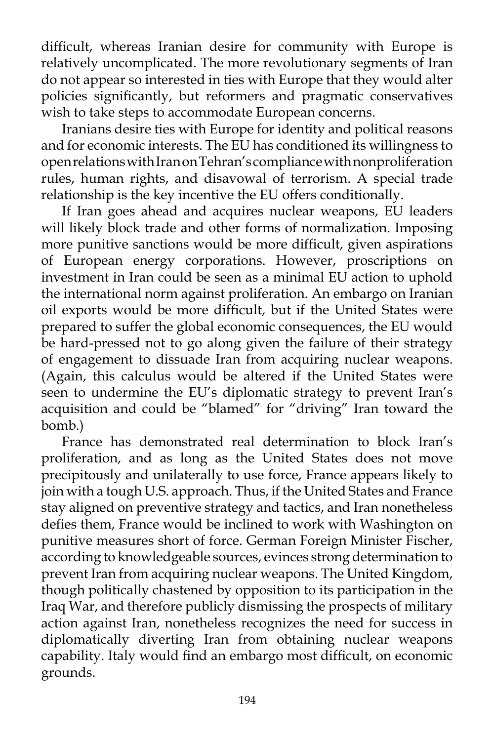difficult, whereas Iranian desire for community with Europe is relatively uncomplicated. The more revolutionary segments of Iran do not appear so interested in ties with Europe that they would alter policies significantly, but reformers and pragmatic conservatives wish to take steps to accommodate European concerns.

Iranians desire ties with Europe for identity and political reasons and for economic interests. The EU has conditioned its willingness to open relations with Iran on Tehran's compliance with nonproliferation rules, human rights, and disavowal of terrorism. A special trade relationship is the key incentive the EU offers conditionally.

If Iran goes ahead and acquires nuclear weapons, EU leaders will likely block trade and other forms of normalization. Imposing more punitive sanctions would be more difficult, given aspirations of European energy corporations. However, proscriptions on investment in Iran could be seen as a minimal EU action to uphold the international norm against proliferation. An embargo on Iranian oil exports would be more difficult, but if the United States were prepared to suffer the global economic consequences, the EU would be hard-pressed not to go along given the failure of their strategy of engagement to dissuade Iran from acquiring nuclear weapons. (Again, this calculus would be altered if the United States were seen to undermine the EU's diplomatic strategy to prevent Iran's acquisition and could be "blamed" for "driving" Iran toward the bomb.)

France has demonstrated real determination to block Iran's proliferation, and as long as the United States does not move precipitously and unilaterally to use force, France appears likely to join with a tough U.S. approach. Thus, if the United States and France stay aligned on preventive strategy and tactics, and Iran nonetheless defies them, France would be inclined to work with Washington on punitive measures short of force. German Foreign Minister Fischer, according to knowledgeable sources, evinces strong determination to prevent Iran from acquiring nuclear weapons. The United Kingdom, though politically chastened by opposition to its participation in the Iraq War, and therefore publicly dismissing the prospects of military action against Iran, nonetheless recognizes the need for success in diplomatically diverting Iran from obtaining nuclear weapons capability. Italy would find an embargo most difficult, on economic grounds.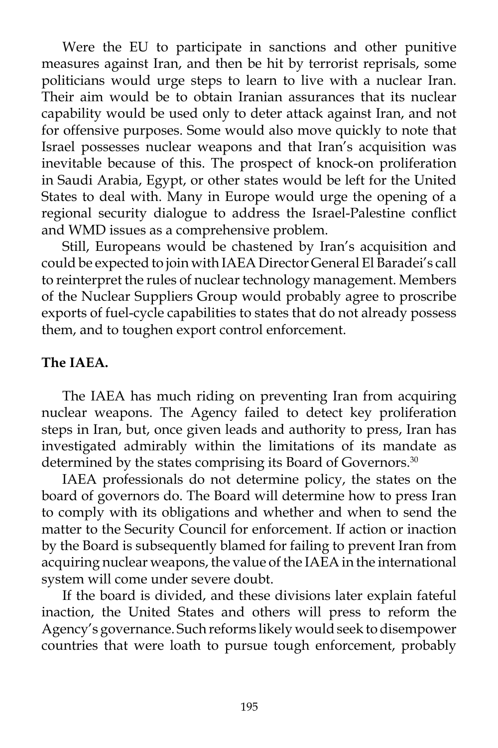Were the EU to participate in sanctions and other punitive measures against Iran, and then be hit by terrorist reprisals, some politicians would urge steps to learn to live with a nuclear Iran. Their aim would be to obtain Iranian assurances that its nuclear capability would be used only to deter attack against Iran, and not for offensive purposes. Some would also move quickly to note that Israel possesses nuclear weapons and that Iran's acquisition was inevitable because of this. The prospect of knock-on proliferation in Saudi Arabia, Egypt, or other states would be left for the United States to deal with. Many in Europe would urge the opening of a regional security dialogue to address the Israel-Palestine conflict and WMD issues as a comprehensive problem.

Still, Europeans would be chastened by Iran's acquisition and could be expected to join with IAEA Director General El Baradei's call to reinterpret the rules of nuclear technology management. Members of the Nuclear Suppliers Group would probably agree to proscribe exports of fuel-cycle capabilities to states that do not already possess them, and to toughen export control enforcement.

**The IAEA.**

The IAEA has much riding on preventing Iran from acquiring nuclear weapons. The Agency failed to detect key proliferation steps in Iran, but, once given leads and authority to press, Iran has investigated admirably within the limitations of its mandate as determined by the states comprising its Board of Governors.[30]

IAEA professionals do not determine policy, the states on the board of governors do. The Board will determine how to press Iran to comply with its obligations and whether and when to send the matter to the Security Council for enforcement. If action or inaction by the Board is subsequently blamed for failing to prevent Iran from acquiring nuclear weapons, the value of the IAEA in the international system will come under severe doubt.

If the board is divided, and these divisions later explain fateful inaction, the United States and others will press to reform the Agency's governance. Such reforms likely would seek to disempower countries that were loath to pursue tough enforcement, probably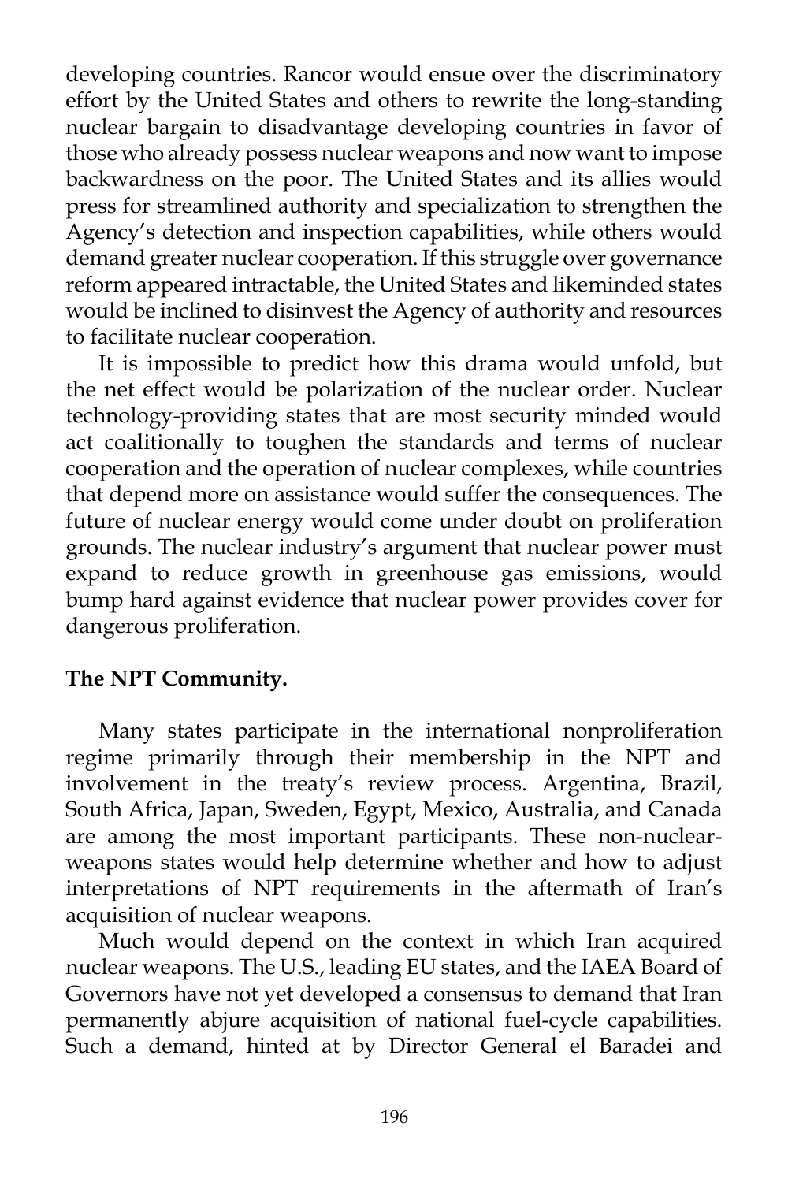developing countries. Rancor would ensue over the discriminatory effort by the United States and others to rewrite the long-standing nuclear bargain to disadvantage developing countries in favor of those who already possess nuclear weapons and now want to impose backwardness on the poor. The United States and its allies would press for streamlined authority and specialization to strengthen the Agency's detection and inspection capabilities, while others would demand greater nuclear cooperation. If this struggle over governance reform appeared intractable, the United States and likeminded states would be inclined to disinvest the Agency of authority and resources to facilitate nuclear cooperation.

It is impossible to predict how this drama would unfold, but the net effect would be polarization of the nuclear order. Nuclear technology-providing states that are most security minded would act coalitionally to toughen the standards and terms of nuclear cooperation and the operation of nuclear complexes, while countries that depend more on assistance would suffer the consequences. The future of nuclear energy would come under doubt on proliferation grounds. The nuclear industry's argument that nuclear power must expand to reduce growth in greenhouse gas emissions, would bump hard against evidence that nuclear power provides cover for dangerous proliferation.

**The NPT Community.**

Many states participate in the international nonproliferation regime primarily through their membership in the NPT and involvement in the treaty's review process. Argentina, Brazil, South Africa, Japan, Sweden, Egypt, Mexico, Australia, and Canada are among the most important participants. These non-nuclear-weapons states would help determine whether and how to adjust interpretations of NPT requirements in the aftermath of Iran's acquisition of nuclear weapons.

Much would depend on the context in which Iran acquired nuclear weapons. The U.S., leading EU states, and the IAEA Board of Governors have not yet developed a consensus to demand that Iran permanently abjure acquisition of national fuel-cycle capabilities. Such a demand, hinted at by Director General el Baradei and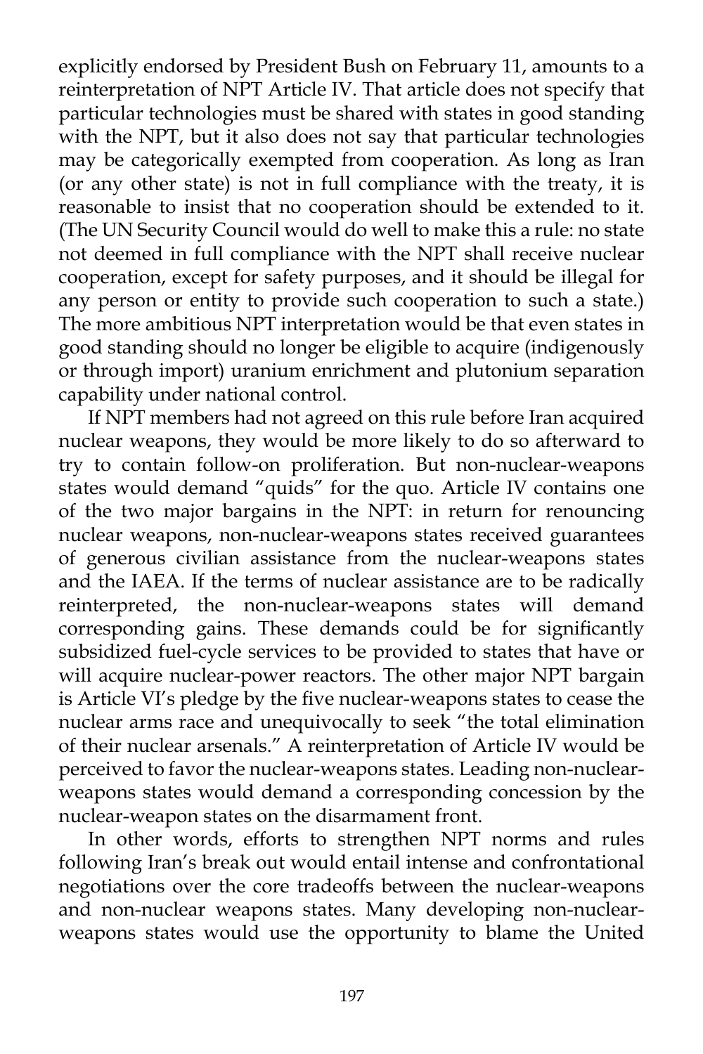explicitly endorsed by President Bush on February 11, amounts to a reinterpretation of NPT Article IV. That article does not specify that particular technologies must be shared with states in good standing with the NPT, but it also does not say that particular technologies may be categorically exempted from cooperation. As long as Iran (or any other state) is not in full compliance with the treaty, it is reasonable to insist that no cooperation should be extended to it. (The UN Security Council would do well to make this a rule: no state not deemed in full compliance with the NPT shall receive nuclear cooperation, except for safety purposes, and it should be illegal for any person or entity to provide such cooperation to such a state.) The more ambitious NPT interpretation would be that even states in good standing should no longer be eligible to acquire (indigenously or through import) uranium enrichment and plutonium separation capability under national control.

If NPT members had not agreed on this rule before Iran acquired nuclear weapons, they would be more likely to do so afterward to try to contain follow-on proliferation. But non-nuclear-weapons states would demand "quids" for the quo. Article IV contains one of the two major bargains in the NPT: in return for renouncing nuclear weapons, non-nuclear-weapons states received guarantees of generous civilian assistance from the nuclear-weapons states and the IAEA. If the terms of nuclear assistance are to be radically reinterpreted, the non-nuclear-weapons states will demand corresponding gains. These demands could be for significantly subsidized fuel-cycle services to be provided to states that have or will acquire nuclear-power reactors. The other major NPT bargain is Article VI's pledge by the five nuclear-weapons states to cease the nuclear arms race and unequivocally to seek "the total elimination of their nuclear arsenals." A reinterpretation of Article IV would be perceived to favor the nuclear-weapons states. Leading non-nuclear-weapons states would demand a corresponding concession by the nuclear-weapon states on the disarmament front.

In other words, efforts to strengthen NPT norms and rules following Iran's break out would entail intense and confrontational negotiations over the core tradeoffs between the nuclear-weapons and non-nuclear weapons states. Many developing non-nuclear-weapons states would use the opportunity to blame the United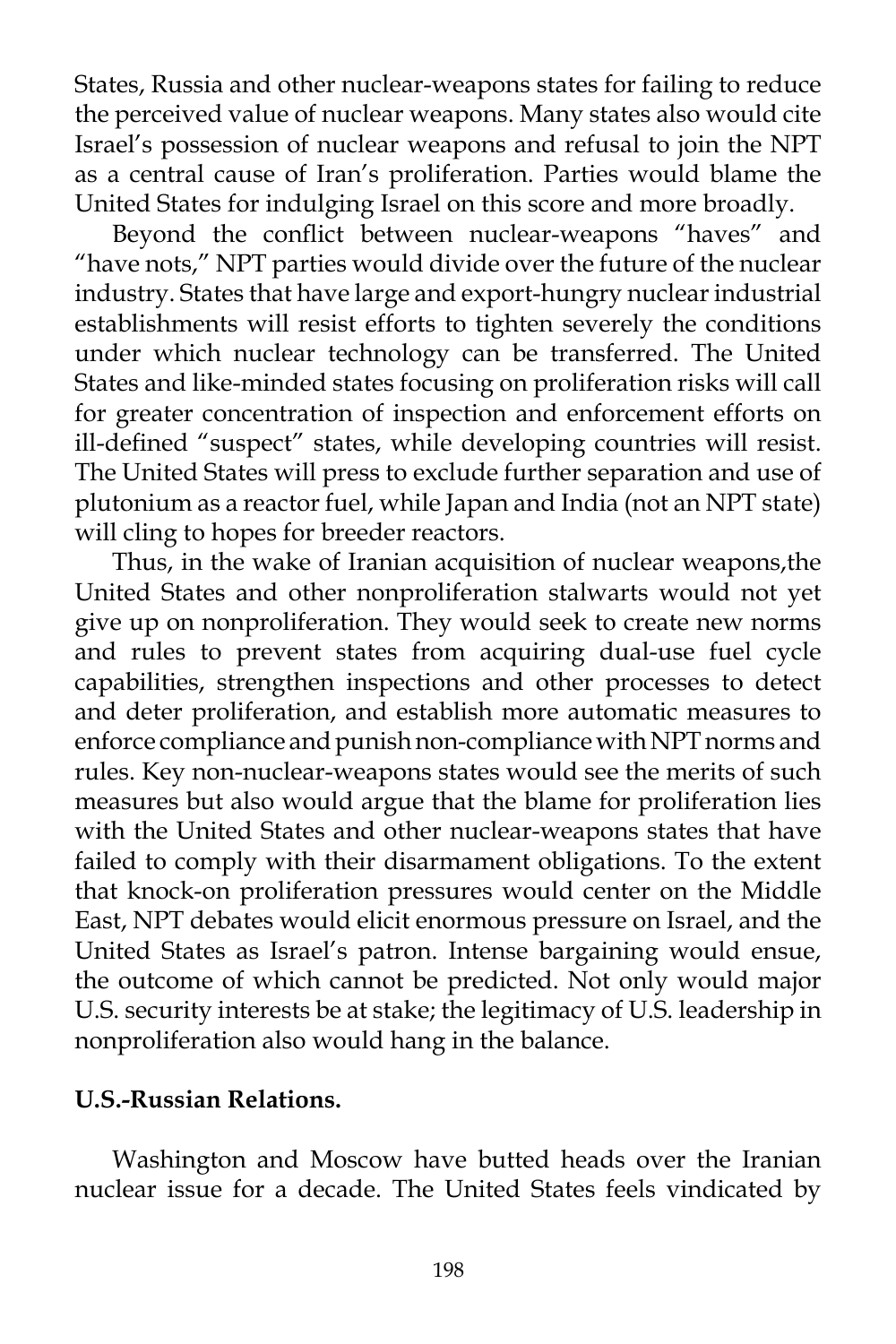States, Russia and other nuclear-weapons states for failing to reduce the perceived value of nuclear weapons. Many states also would cite Israel's possession of nuclear weapons and refusal to join the NPT as a central cause of Iran's proliferation. Parties would blame the United States for indulging Israel on this score and more broadly.

Beyond the conflict between nuclear-weapons "haves" and "have nots," NPT parties would divide over the future of the nuclear industry. States that have large and export-hungry nuclear industrial establishments will resist efforts to tighten severely the conditions under which nuclear technology can be transferred. The United States and like-minded states focusing on proliferation risks will call for greater concentration of inspection and enforcement efforts on ill-defined "suspect" states, while developing countries will resist. The United States will press to exclude further separation and use of plutonium as a reactor fuel, while Japan and India (not an NPT state) will cling to hopes for breeder reactors.

Thus, in the wake of Iranian acquisition of nuclear weapons,the United States and other nonproliferation stalwarts would not yet give up on nonproliferation. They would seek to create new norms and rules to prevent states from acquiring dual-use fuel cycle capabilities, strengthen inspections and other processes to detect and deter proliferation, and establish more automatic measures to enforce compliance and punish non-compliance with NPT norms and rules. Key non-nuclear-weapons states would see the merits of such measures but also would argue that the blame for proliferation lies with the United States and other nuclear-weapons states that have failed to comply with their disarmament obligations. To the extent that knock-on proliferation pressures would center on the Middle East, NPT debates would elicit enormous pressure on Israel, and the United States as Israel's patron. Intense bargaining would ensue, the outcome of which cannot be predicted. Not only would major U.S. security interests be at stake; the legitimacy of U.S. leadership in nonproliferation also would hang in the balance.

**U.S.-Russian Relations.**

Washington and Moscow have butted heads over the Iranian nuclear issue for a decade. The United States feels vindicated by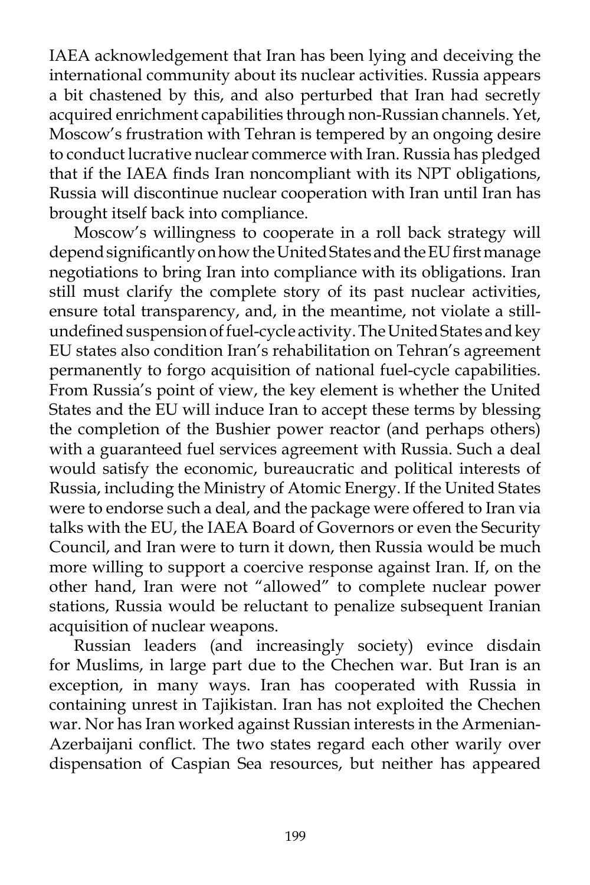IAEA acknowledgement that Iran has been lying and deceiving the international community about its nuclear activities. Russia appears a bit chastened by this, and also perturbed that Iran had secretly acquired enrichment capabilities through non-Russian channels. Yet, Moscow's frustration with Tehran is tempered by an ongoing desire to conduct lucrative nuclear commerce with Iran. Russia has pledged that if the IAEA finds Iran noncompliant with its NPT obligations, Russia will discontinue nuclear cooperation with Iran until Iran has brought itself back into compliance.

Moscow's willingness to cooperate in a roll back strategy will depend significantly on how the United States and the EU first manage negotiations to bring Iran into compliance with its obligations. Iran still must clarify the complete story of its past nuclear activities, ensure total transparency, and, in the meantime, not violate a still-undefined suspension of fuel-cycle activity. The United States and key EU states also condition Iran's rehabilitation on Tehran's agreement permanently to forgo acquisition of national fuel-cycle capabilities. From Russia's point of view, the key element is whether the United States and the EU will induce Iran to accept these terms by blessing the completion of the Bushier power reactor (and perhaps others) with a guaranteed fuel services agreement with Russia. Such a deal would satisfy the economic, bureaucratic and political interests of Russia, including the Ministry of Atomic Energy. If the United States were to endorse such a deal, and the package were offered to Iran via talks with the EU, the IAEA Board of Governors or even the Security Council, and Iran were to turn it down, then Russia would be much more willing to support a coercive response against Iran. If, on the other hand, Iran were not "allowed" to complete nuclear power stations, Russia would be reluctant to penalize subsequent Iranian acquisition of nuclear weapons.

Russian leaders (and increasingly society) evince disdain for Muslims, in large part due to the Chechen war. But Iran is an exception, in many ways. Iran has cooperated with Russia in containing unrest in Tajikistan. Iran has not exploited the Chechen war. Nor has Iran worked against Russian interests in the Armenian-Azerbaijani conflict. The two states regard each other warily over dispensation of Caspian Sea resources, but neither has appeared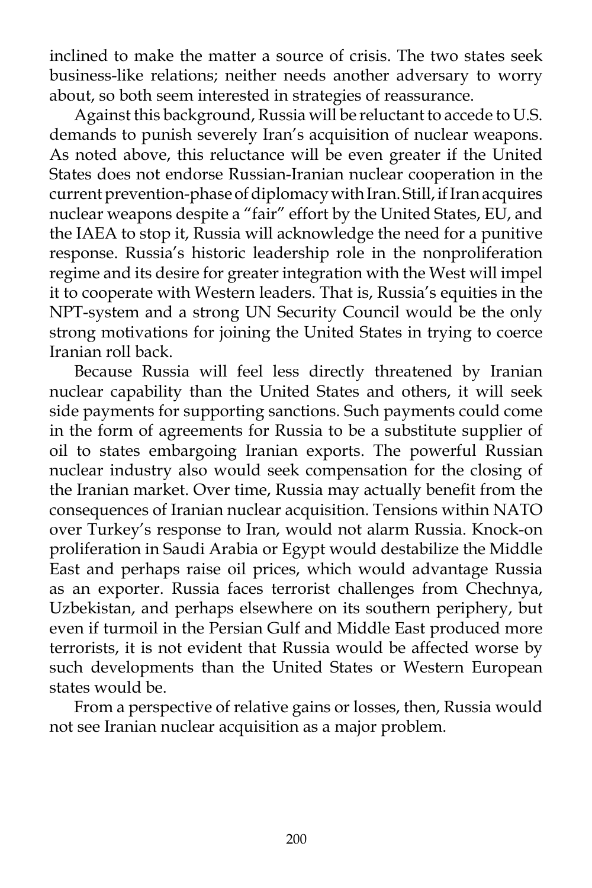inclined to make the matter a source of crisis. The two states seek business-like relations; neither needs another adversary to worry about, so both seem interested in strategies of reassurance.

Against this background, Russia will be reluctant to accede to U.S. demands to punish severely Iran's acquisition of nuclear weapons. As noted above, this reluctance will be even greater if the United States does not endorse Russian-Iranian nuclear cooperation in the current prevention-phase of diplomacy with Iran. Still, if Iran acquires nuclear weapons despite a "fair" effort by the United States, EU, and the IAEA to stop it, Russia will acknowledge the need for a punitive response. Russia's historic leadership role in the nonproliferation regime and its desire for greater integration with the West will impel it to cooperate with Western leaders. That is, Russia's equities in the NPT-system and a strong UN Security Council would be the only strong motivations for joining the United States in trying to coerce Iranian roll back.

Because Russia will feel less directly threatened by Iranian nuclear capability than the United States and others, it will seek side payments for supporting sanctions. Such payments could come in the form of agreements for Russia to be a substitute supplier of oil to states embargoing Iranian exports. The powerful Russian nuclear industry also would seek compensation for the closing of the Iranian market. Over time, Russia may actually benefit from the consequences of Iranian nuclear acquisition. Tensions within NATO over Turkey's response to Iran, would not alarm Russia. Knock-on proliferation in Saudi Arabia or Egypt would destabilize the Middle East and perhaps raise oil prices, which would advantage Russia as an exporter. Russia faces terrorist challenges from Chechnya, Uzbekistan, and perhaps elsewhere on its southern periphery, but even if turmoil in the Persian Gulf and Middle East produced more terrorists, it is not evident that Russia would be affected worse by such developments than the United States or Western European states would be.

From a perspective of relative gains or losses, then, Russia would not see Iranian nuclear acquisition as a major problem.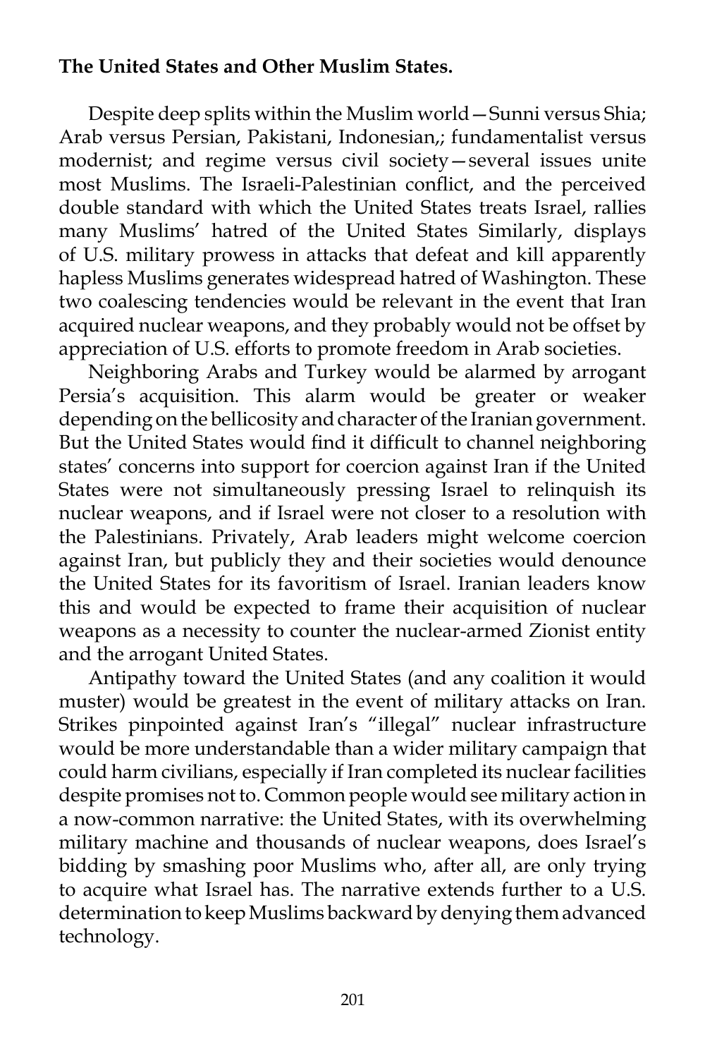**The United States and Other Muslim States.**

Despite deep splits within the Muslim world—Sunni versus Shia; Arab versus Persian, Pakistani, Indonesian,; fundamentalist versus modernist; and regime versus civil society—several issues unite most Muslims. The Israeli-Palestinian conflict, and the perceived double standard with which the United States treats Israel, rallies many Muslims' hatred of the United States Similarly, displays of U.S. military prowess in attacks that defeat and kill apparently hapless Muslims generates widespread hatred of Washington. These two coalescing tendencies would be relevant in the event that Iran acquired nuclear weapons, and they probably would not be offset by appreciation of U.S. efforts to promote freedom in Arab societies.

Neighboring Arabs and Turkey would be alarmed by arrogant Persia's acquisition. This alarm would be greater or weaker depending on the bellicosity and character of the Iranian government. But the United States would find it difficult to channel neighboring states' concerns into support for coercion against Iran if the United States were not simultaneously pressing Israel to relinquish its nuclear weapons, and if Israel were not closer to a resolution with the Palestinians. Privately, Arab leaders might welcome coercion against Iran, but publicly they and their societies would denounce the United States for its favoritism of Israel. Iranian leaders know this and would be expected to frame their acquisition of nuclear weapons as a necessity to counter the nuclear-armed Zionist entity and the arrogant United States.

Antipathy toward the United States (and any coalition it would muster) would be greatest in the event of military attacks on Iran. Strikes pinpointed against Iran's "illegal" nuclear infrastructure would be more understandable than a wider military campaign that could harm civilians, especially if Iran completed its nuclear facilities despite promises not to. Common people would see military action in a now-common narrative: the United States, with its overwhelming military machine and thousands of nuclear weapons, does Israel's bidding by smashing poor Muslims who, after all, are only trying to acquire what Israel has. The narrative extends further to a U.S. determination to keep Muslims backward by denying them advanced technology.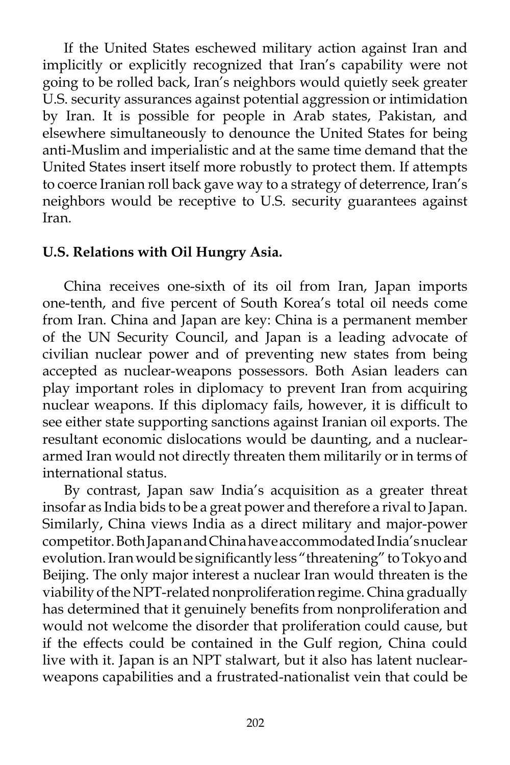If the United States eschewed military action against Iran and implicitly or explicitly recognized that Iran's capability were not going to be rolled back, Iran's neighbors would quietly seek greater U.S. security assurances against potential aggression or intimidation by Iran. It is possible for people in Arab states, Pakistan, and elsewhere simultaneously to denounce the United States for being anti-Muslim and imperialistic and at the same time demand that the United States insert itself more robustly to protect them. If attempts to coerce Iranian roll back gave way to a strategy of deterrence, Iran's neighbors would be receptive to U.S. security guarantees against Iran.

**U.S. Relations with Oil Hungry Asia.**

China receives one-sixth of its oil from Iran, Japan imports one-tenth, and five percent of South Korea's total oil needs come from Iran. China and Japan are key: China is a permanent member of the UN Security Council, and Japan is a leading advocate of civilian nuclear power and of preventing new states from being accepted as nuclear-weapons possessors. Both Asian leaders can play important roles in diplomacy to prevent Iran from acquiring nuclear weapons. If this diplomacy fails, however, it is difficult to see either state supporting sanctions against Iranian oil exports. The resultant economic dislocations would be daunting, and a nuclear-armed Iran would not directly threaten them militarily or in terms of international status.

By contrast, Japan saw India's acquisition as a greater threat insofar as India bids to be a great power and therefore a rival to Japan. Similarly, China views India as a direct military and major-power competitor. Both Japan and China have accommodated India's nuclear evolution. Iran would be significantly less "threatening" to Tokyo and Beijing. The only major interest a nuclear Iran would threaten is the viability of the NPT-related nonproliferation regime. China gradually has determined that it genuinely benefits from nonproliferation and would not welcome the disorder that proliferation could cause, but if the effects could be contained in the Gulf region, China could live with it. Japan is an NPT stalwart, but it also has latent nuclear-weapons capabilities and a frustrated-nationalist vein that could be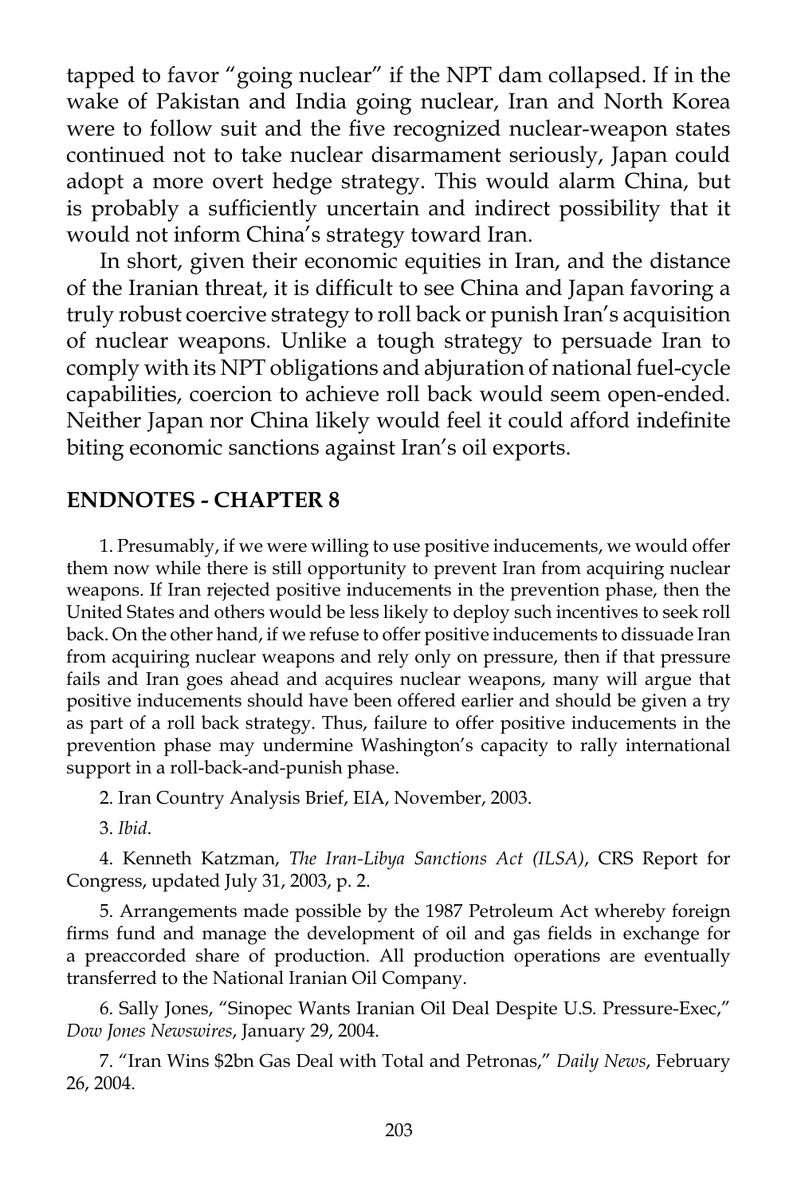tapped to favor "going nuclear" if the NPT dam collapsed. If in the wake of Pakistan and India going nuclear, Iran and North Korea were to follow suit and the five recognized nuclear-weapon states continued not to take nuclear disarmament seriously, Japan could adopt a more overt hedge strategy. This would alarm China, but is probably a sufficiently uncertain and indirect possibility that it would not inform China's strategy toward Iran.

In short, given their economic equities in Iran, and the distance of the Iranian threat, it is difficult to see China and Japan favoring a truly robust coercive strategy to roll back or punish Iran's acquisition of nuclear weapons. Unlike a tough strategy to persuade Iran to comply with its NPT obligations and abjuration of national fuel-cycle capabilities, coercion to achieve roll back would seem open-ended. Neither Japan nor China likely would feel it could afford indefinite biting economic sanctions against Iran's oil exports.

## ENDNOTES - CHAPTER 8

1. Presumably, if we were willing to use positive inducements, we would offer them now while there is still opportunity to prevent Iran from acquiring nuclear weapons. If Iran rejected positive inducements in the prevention phase, then the United States and others would be less likely to deploy such incentives to seek roll back. On the other hand, if we refuse to offer positive inducements to dissuade Iran from acquiring nuclear weapons and rely only on pressure, then if that pressure fails and Iran goes ahead and acquires nuclear weapons, many will argue that positive inducements should have been offered earlier and should be given a try as part of a roll back strategy. Thus, failure to offer positive inducements in the prevention phase may undermine Washington's capacity to rally international support in a roll-back-and-punish phase.

2. Iran Country Analysis Brief, EIA, November, 2003.

3. *Ibid*.

4. Kenneth Katzman, *The Iran-Libya Sanctions Act (ILSA)*, CRS Report for Congress, updated July 31, 2003, p. 2.

5. Arrangements made possible by the 1987 Petroleum Act whereby foreign firms fund and manage the development of oil and gas fields in exchange for a preaccorded share of production. All production operations are eventually transferred to the National Iranian Oil Company.

6. Sally Jones, "Sinopec Wants Iranian Oil Deal Despite U.S. Pressure-Exec," *Dow Jones Newswires*, January 29, 2004.

7. "Iran Wins $2bn Gas Deal with Total and Petronas," *Daily News*, February 26, 2004.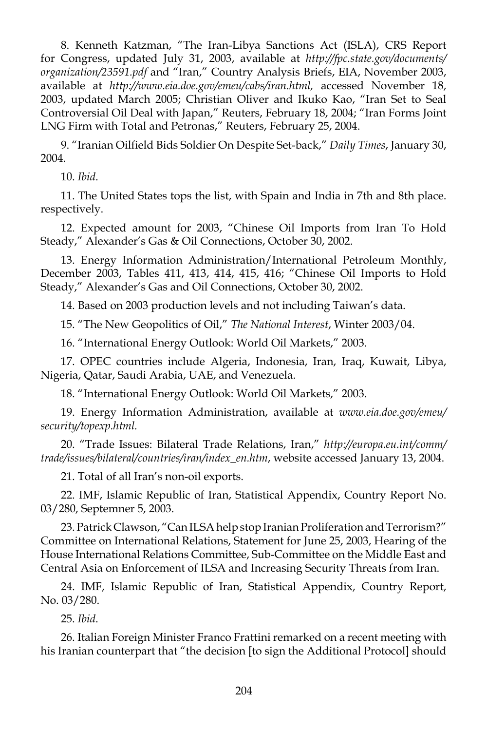8. Kenneth Katzman, "The Iran-Libya Sanctions Act (ISLA), CRS Report for Congress, updated July 31, 2003, available at *http://fpc.state.gov/documents/organization/23591.pdf* and "Iran," Country Analysis Briefs, EIA, November 2003, available at *http://www.eia.doe.gov/emeu/cabs/iran.html,* accessed November 18, 2003, updated March 2005; Christian Oliver and Ikuko Kao, "Iran Set to Seal Controversial Oil Deal with Japan," Reuters, February 18, 2004; "Iran Forms Joint LNG Firm with Total and Petronas," Reuters, February 25, 2004.

9. "Iranian Oilfield Bids Soldier On Despite Set-back," *Daily Times*, January 30, 2004.

10. *Ibid*.

11. The United States tops the list, with Spain and India in 7th and 8th place. respectively.

12. Expected amount for 2003, "Chinese Oil Imports from Iran To Hold Steady," Alexander's Gas & Oil Connections, October 30, 2002.

13. Energy Information Administration/International Petroleum Monthly, December 2003, Tables 411, 413, 414, 415, 416; "Chinese Oil Imports to Hold Steady," Alexander's Gas and Oil Connections, October 30, 2002.

14. Based on 2003 production levels and not including Taiwan's data.

15. "The New Geopolitics of Oil," *The National Interest*, Winter 2003/04.

16. "International Energy Outlook: World Oil Markets," 2003.

17. OPEC countries include Algeria, Indonesia, Iran, Iraq, Kuwait, Libya, Nigeria, Qatar, Saudi Arabia, UAE, and Venezuela.

18. "International Energy Outlook: World Oil Markets," 2003.

19. Energy Information Administration, available at *www.eia.doe.gov/emeu/security/topexp.html.*

20. "Trade Issues: Bilateral Trade Relations, Iran," *http://europa.eu.int/comm/trade/issues/bilateral/countries/iran/index_en.htm*, website accessed January 13, 2004.

21. Total of all Iran's non-oil exports.

22. IMF, Islamic Republic of Iran, Statistical Appendix, Country Report No. 03/280, Septemner 5, 2003.

23. Patrick Clawson, "Can ILSA help stop Iranian Proliferation and Terrorism?" Committee on International Relations, Statement for June 25, 2003, Hearing of the House International Relations Committee, Sub-Committee on the Middle East and Central Asia on Enforcement of ILSA and Increasing Security Threats from Iran.

24. IMF, Islamic Republic of Iran, Statistical Appendix, Country Report, No. 03/280.

25. *Ibid*.

26. Italian Foreign Minister Franco Frattini remarked on a recent meeting with his Iranian counterpart that "the decision [to sign the Additional Protocol] should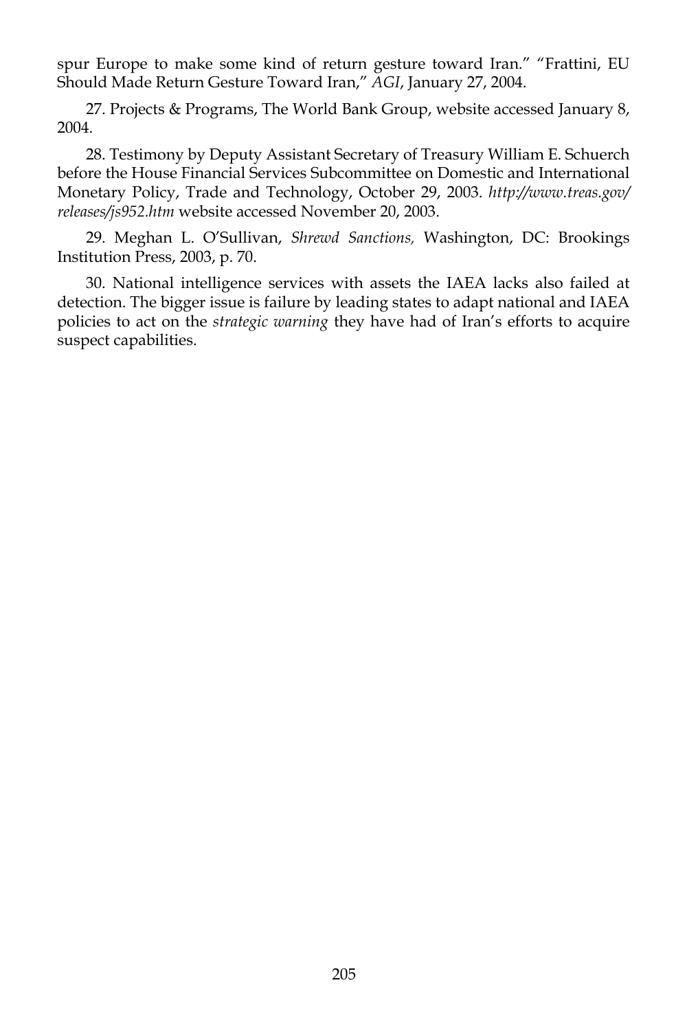spur Europe to make some kind of return gesture toward Iran." "Frattini, EU Should Made Return Gesture Toward Iran," *AGI*, January 27, 2004.

27. Projects & Programs, The World Bank Group, website accessed January 8, 2004.

28. Testimony by Deputy Assistant Secretary of Treasury William E. Schuerch before the House Financial Services Subcommittee on Domestic and International Monetary Policy, Trade and Technology, October 29, 2003. *http://www.treas.gov/releases/js952.htm* website accessed November 20, 2003.

29. Meghan L. O'Sullivan, *Shrewd Sanctions,* Washington, DC: Brookings Institution Press, 2003, p. 70.

30. National intelligence services with assets the IAEA lacks also failed at detection. The bigger issue is failure by leading states to adapt national and IAEA policies to act on the *strategic warning* they have had of Iran's efforts to acquire suspect capabilities.